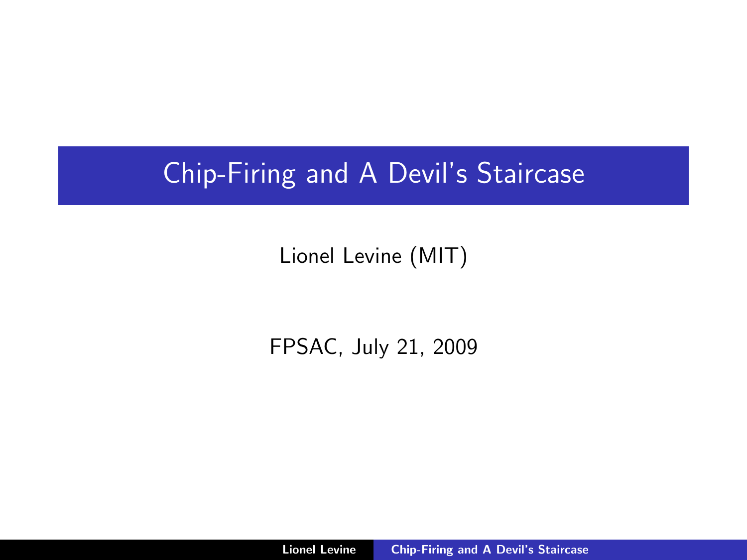# Chip-Firing and A Devil's Staircase

Lionel Levine (MIT)

FPSAC, July 21, 2009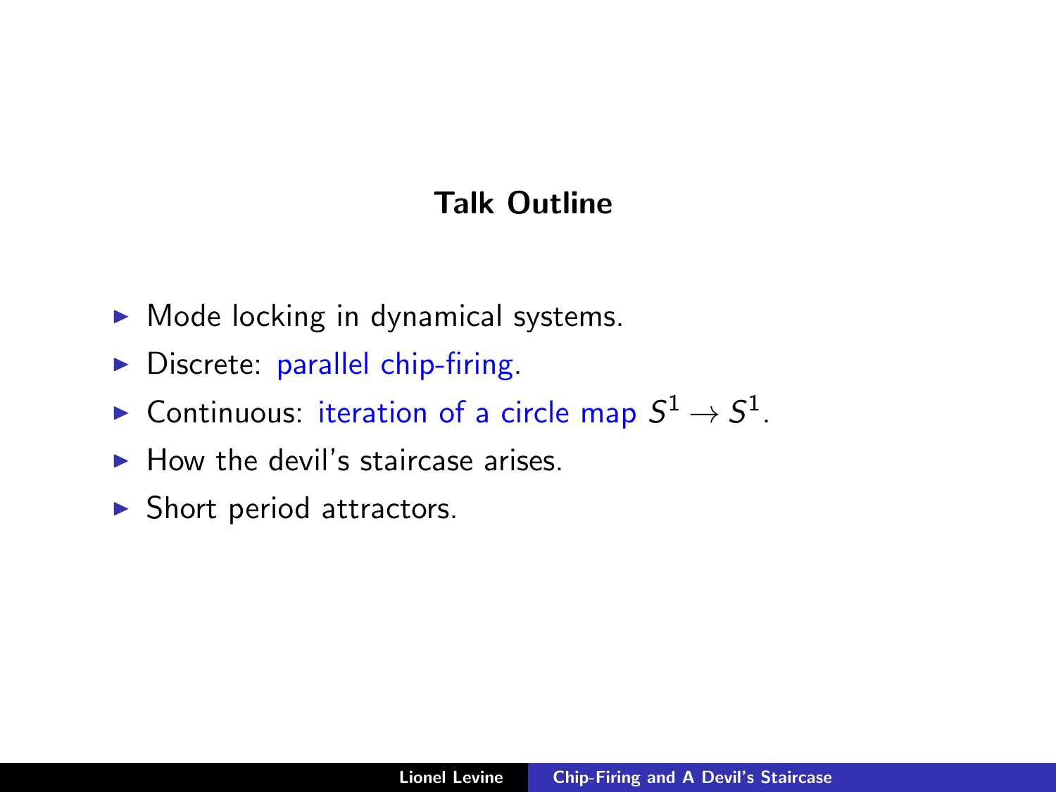## Talk Outline

- Mode locking in dynamical systems.
- Discrete: parallel chip-firing.
- Continuous: iteration of a circle map $S^1 \to S^1$.
- How the devil's staircase arises.
- Short period attractors.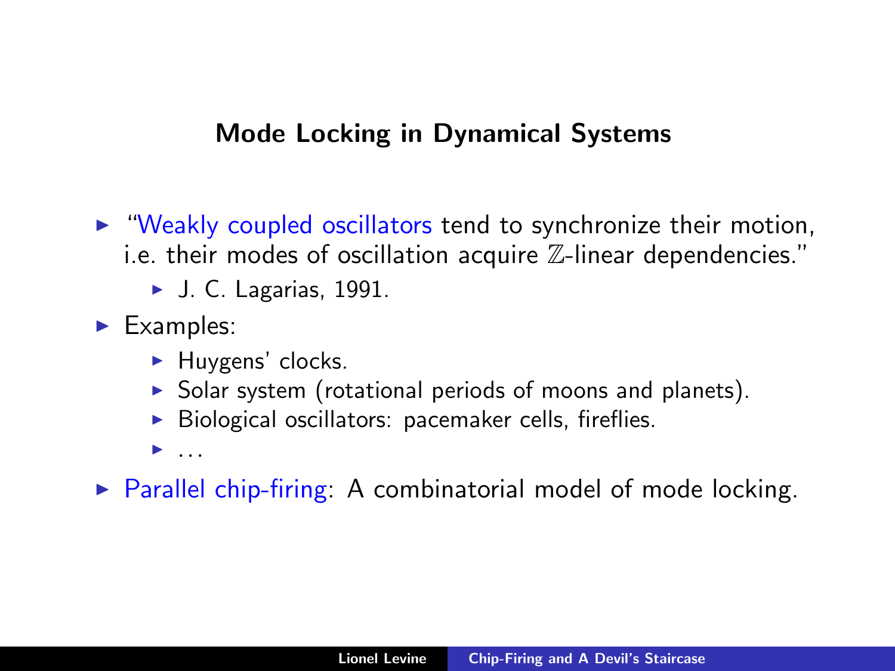## Mode Locking in Dynamical Systems

- "Weakly coupled oscillators tend to synchronize their motion, i.e. their modes of oscillation acquire $\mathbb{Z}$-linear dependencies."
  - J. C. Lagarias, 1991.
- Examples:
  - Huygens' clocks.
  - Solar system (rotational periods of moons and planets).
  - Biological oscillators: pacemaker cells, fireflies.
  - ...
- Parallel chip-firing: A combinatorial model of mode locking.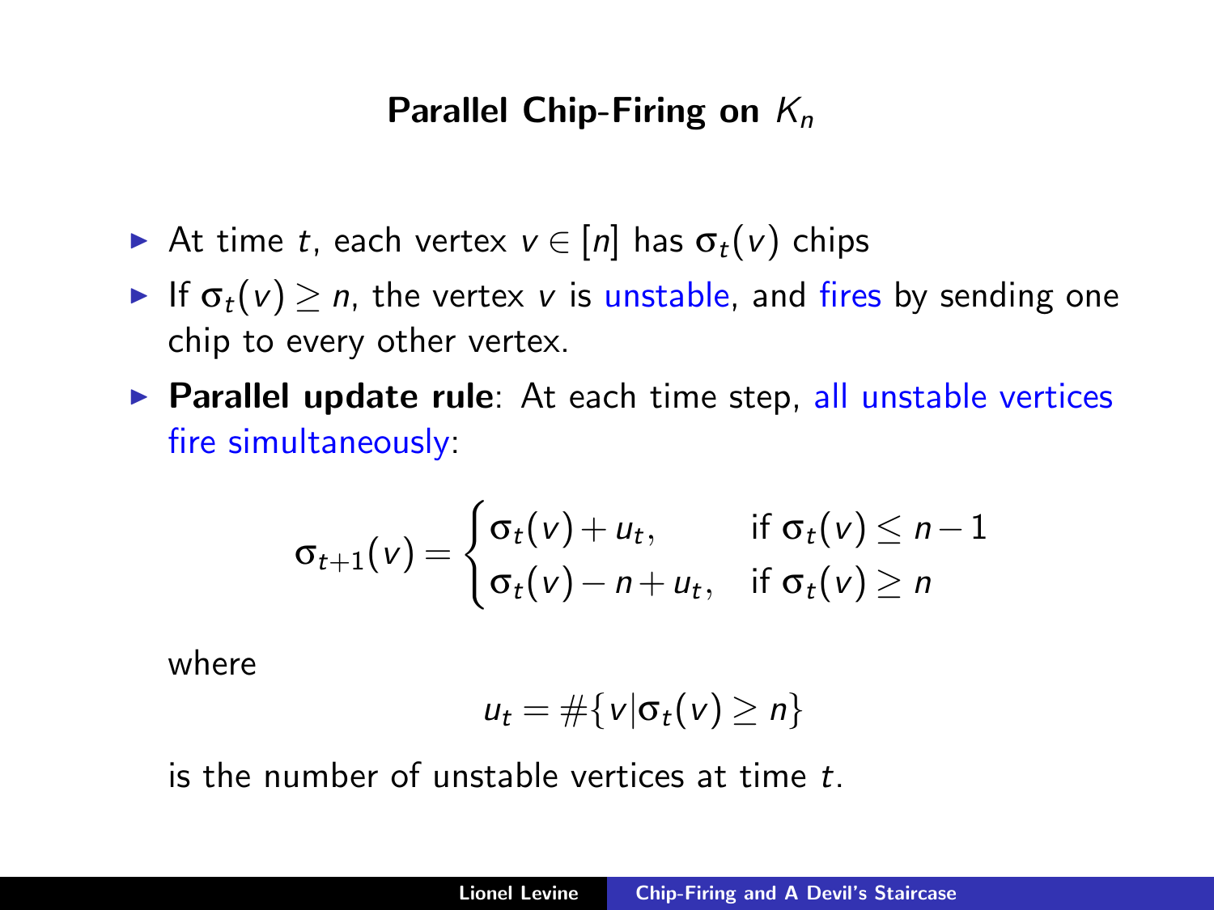# Parallel Chip-Firing on $K_n$

- At time $t$, each vertex $v \in [n]$ has $\sigma_t(v)$ chips
- If $\sigma_t(v) \geq n$, the vertex $v$ is unstable, and fires by sending one chip to every other vertex.
- **Parallel update rule**: At each time step, all unstable vertices fire simultaneously:

$$\sigma_{t+1}(v) = \begin{cases} \sigma_t(v) + u_t, & \text{if } \sigma_t(v) \leq n-1 \\ \sigma_t(v) - n + u_t, & \text{if } \sigma_t(v) \geq n \end{cases}$$

  where

$$u_t = \#\{v | \sigma_t(v) \geq n\}$$

  is the number of unstable vertices at time $t$.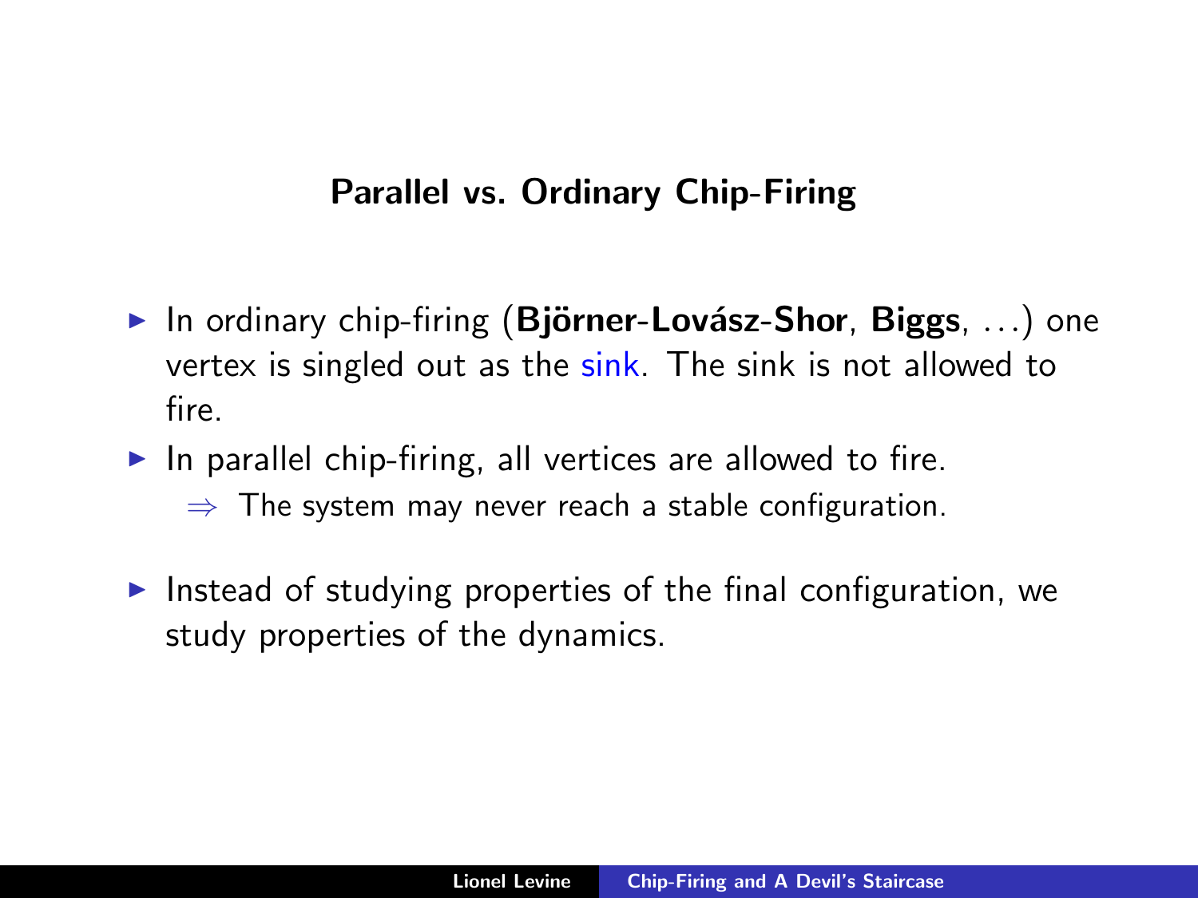## Parallel vs. Ordinary Chip-Firing

- In ordinary chip-firing (**Björner-Lovász-Shor**, **Biggs**, ...) one vertex is singled out as the sink. The sink is not allowed to fire.
- In parallel chip-firing, all vertices are allowed to fire.
  - $\Rightarrow$ The system may never reach a stable configuration.
- Instead of studying properties of the final configuration, we study properties of the dynamics.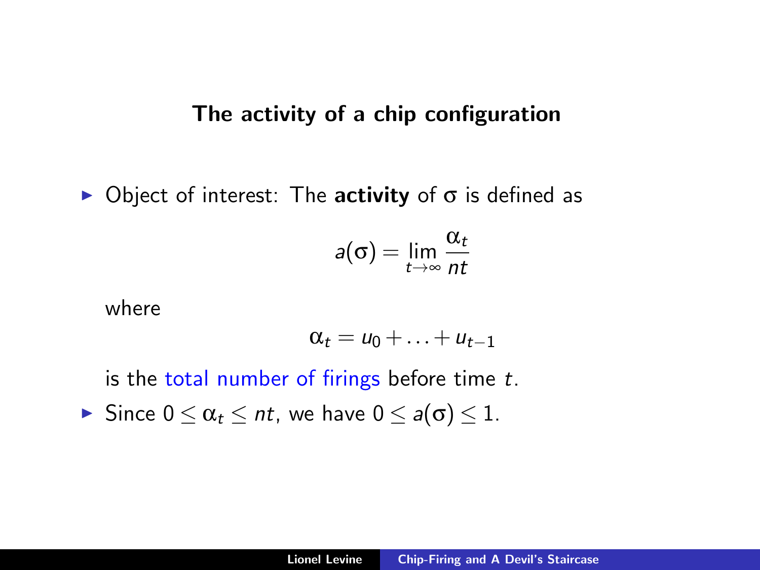## The activity of a chip configuration

- Object of interest: The **activity** of $\sigma$ is defined as

$$a(\sigma) = \lim_{t \to \infty} \frac{\alpha_t}{nt}$$

where

$$\alpha_t = u_0 + \ldots + u_{t-1}$$

is the total number of firings before time $t$.

- Since $0 \leq \alpha_t \leq nt$, we have $0 \leq a(\sigma) \leq 1$.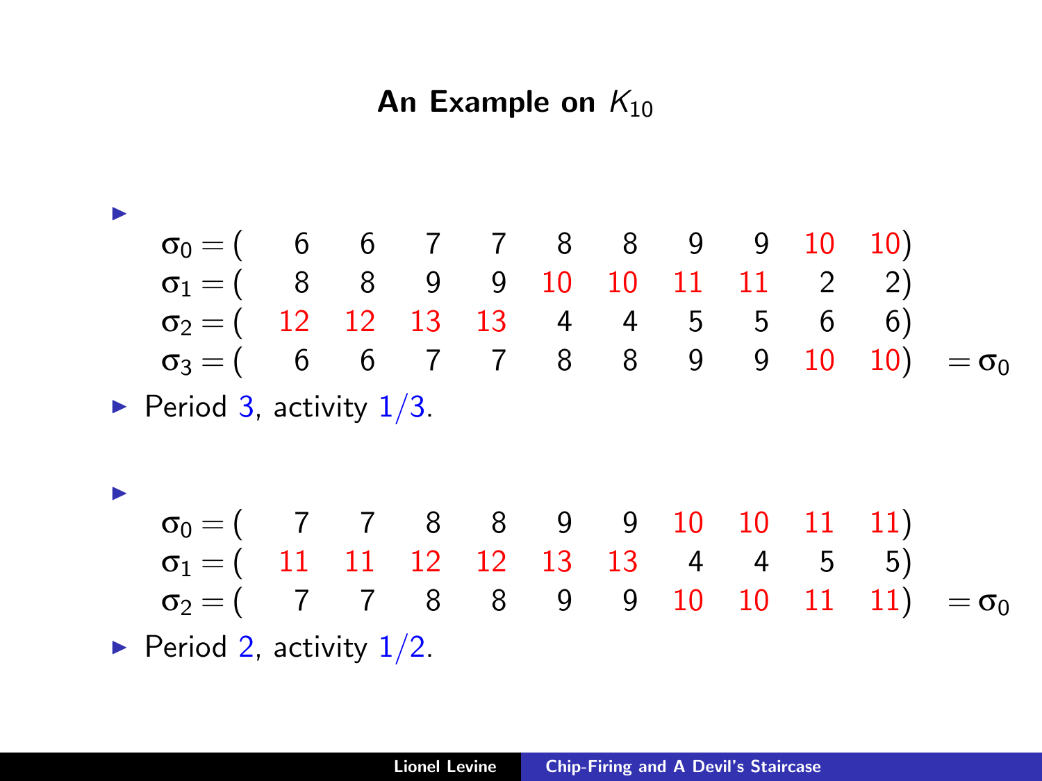# An Example on $K_{10}$

- $$\begin{aligned}
\sigma_0 &= (\ 6\ \ 6\ \ 7\ \ 7\ \ 8\ \ 8\ \ 9\ \ 9\ \ 10\ \ 10) \\
\sigma_1 &= (\ 8\ \ 8\ \ 9\ \ 9\ \ 10\ \ 10\ \ 11\ \ 11\ \ 2\ \ 2) \\
\sigma_2 &= (\ 12\ \ 12\ \ 13\ \ 13\ \ 4\ \ 4\ \ 5\ \ 5\ \ 6\ \ 6) \\
\sigma_3 &= (\ 6\ \ 6\ \ 7\ \ 7\ \ 8\ \ 8\ \ 9\ \ 9\ \ 10\ \ 10) \quad = \sigma_0
\end{aligned}$$
- Period 3, activity $1/3$.

- $$\begin{aligned}
\sigma_0 &= (\ 7\ \ 7\ \ 8\ \ 8\ \ 9\ \ 9\ \ 10\ \ 10\ \ 11\ \ 11) \\
\sigma_1 &= (\ 11\ \ 11\ \ 12\ \ 12\ \ 13\ \ 13\ \ 4\ \ 4\ \ 5\ \ 5) \\
\sigma_2 &= (\ 7\ \ 7\ \ 8\ \ 8\ \ 9\ \ 9\ \ 10\ \ 10\ \ 11\ \ 11) \quad = \sigma_0
\end{aligned}$$
- Period 2, activity $1/2$.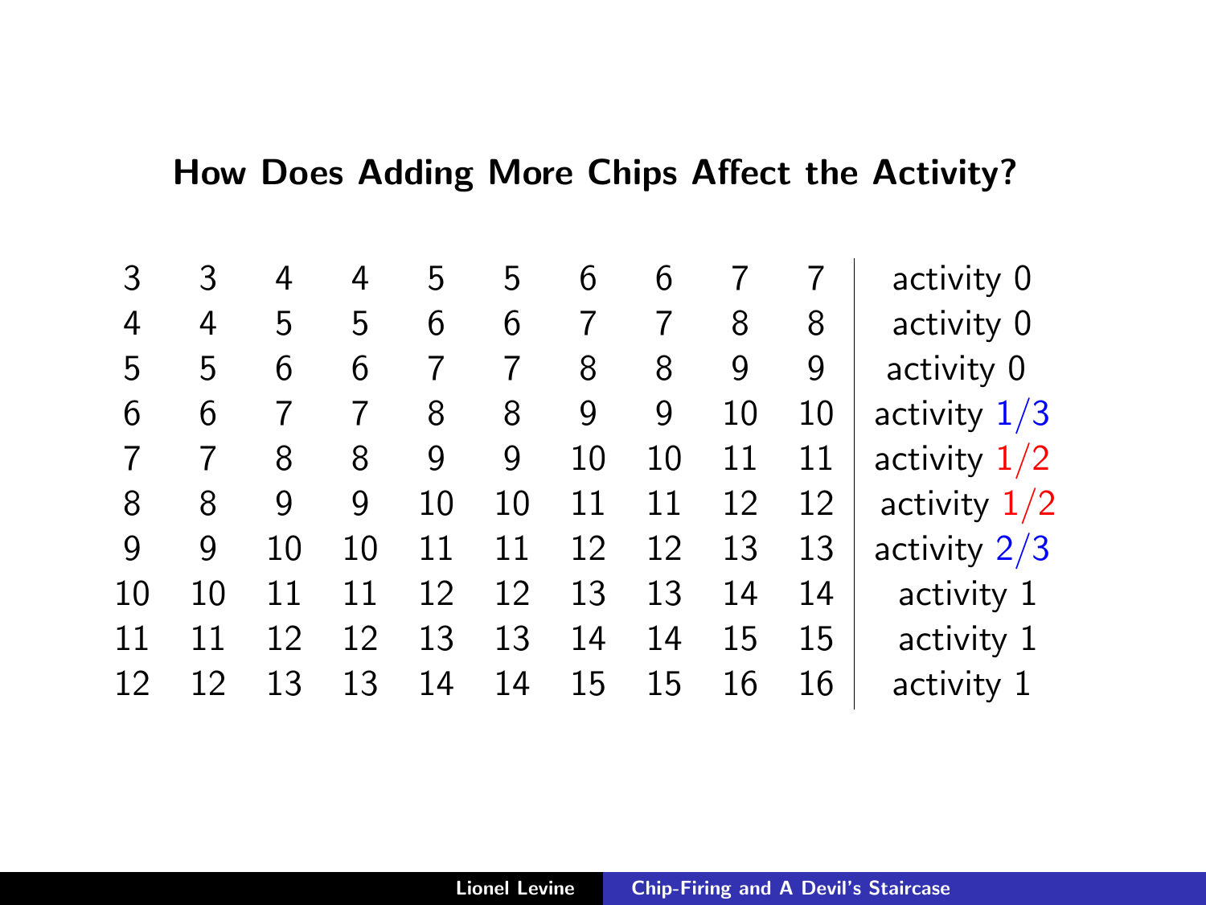## How Does Adding More Chips Affect the Activity?

| | | | | | | | | | | |
|---|---|---|---|---|---|---|---|---|---|---|
| 3 | 3 | 4 | 4 | 5 | 5 | 6 | 6 | 7 | 7 | activity 0 |
| 4 | 4 | 5 | 5 | 6 | 6 | 7 | 7 | 8 | 8 | activity 0 |
| 5 | 5 | 6 | 6 | 7 | 7 | 8 | 8 | 9 | 9 | activity 0 |
| 6 | 6 | 7 | 7 | 8 | 8 | 9 | 9 | 10 | 10 | activity $1/3$ |
| 7 | 7 | 8 | 8 | 9 | 9 | 10 | 10 | 11 | 11 | activity $1/2$ |
| 8 | 8 | 9 | 9 | 10 | 10 | 11 | 11 | 12 | 12 | activity $1/2$ |
| 9 | 9 | 10 | 10 | 11 | 11 | 12 | 12 | 13 | 13 | activity $2/3$ |
| 10 | 10 | 11 | 11 | 12 | 12 | 13 | 13 | 14 | 14 | activity 1 |
| 11 | 11 | 12 | 12 | 13 | 13 | 14 | 14 | 15 | 15 | activity 1 |
| 12 | 12 | 13 | 13 | 14 | 14 | 15 | 15 | 16 | 16 | activity 1 |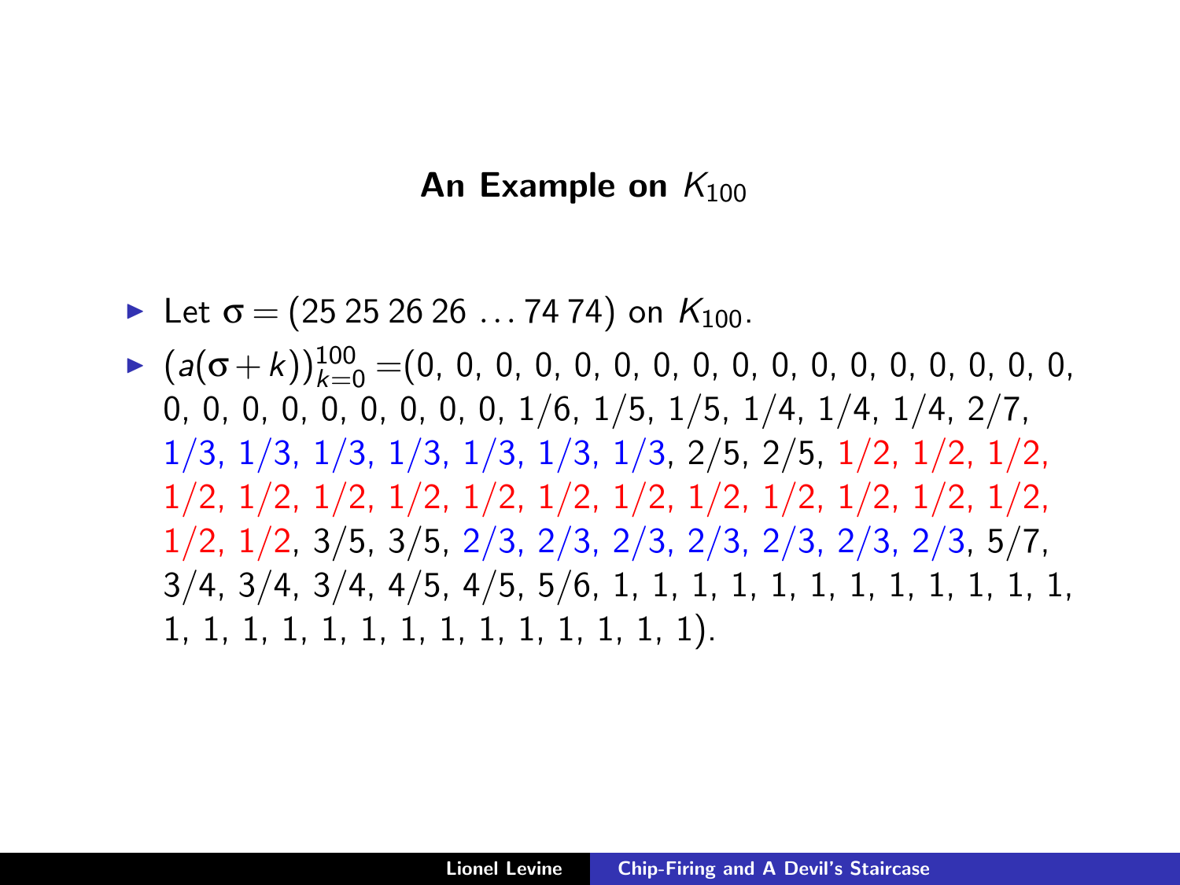## An Example on $K_{100}$

- Let $\sigma = (25\ 25\ 26\ 26\ \ldots\ 74\ 74)$ on $K_{100}$.
- $(a(\sigma+k))_{k=0}^{100}$ =(0, 0, 0, 0, 0, 0, 0, 0, 0, 0, 0, 0, 0, 0, 0, 0, 0, 0, 0, 0, 0, 0, 0, 0, 0, 0, 1/6, 1/5, 1/5, 1/4, 1/4, 1/4, 2/7, 1/3, 1/3, 1/3, 1/3, 1/3, 1/3, 1/3, 2/5, 2/5, 1/2, 1/2, 1/2, 1/2, 1/2, 1/2, 1/2, 1/2, 1/2, 1/2, 1/2, 1/2, 1/2, 1/2, 1/2, 1/2, 1/2, 3/5, 3/5, 2/3, 2/3, 2/3, 2/3, 2/3, 2/3, 2/3, 5/7, 3/4, 3/4, 3/4, 4/5, 4/5, 5/6, 1, 1, 1, 1, 1, 1, 1, 1, 1, 1, 1, 1, 1, 1, 1, 1, 1, 1, 1, 1, 1, 1, 1, 1, 1, 1).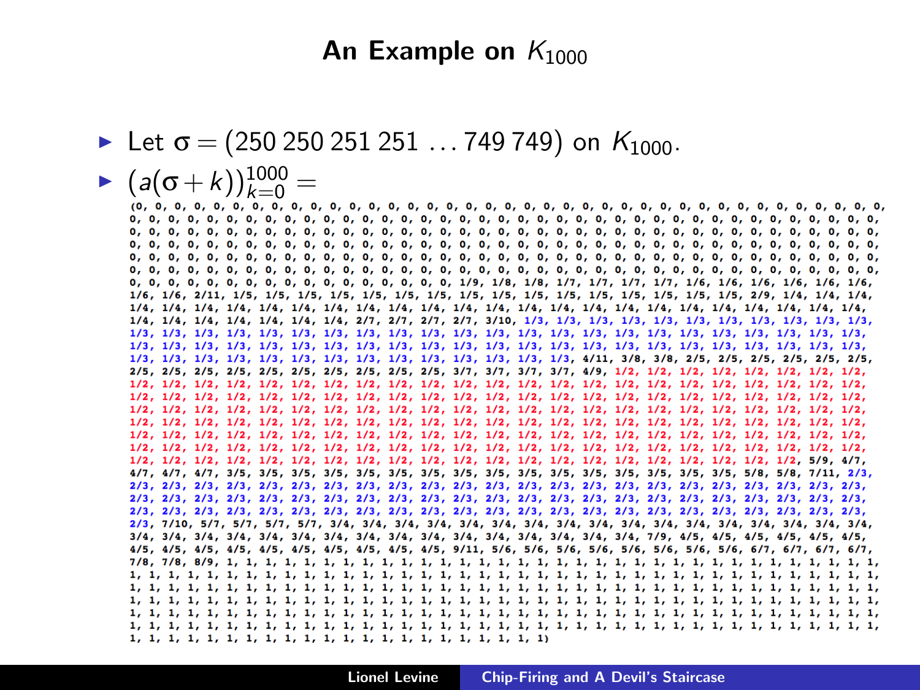# An Example on $K_{1000}$

- Let $\sigma = (250\ 250\ 251\ 251\ \dots\ 749\ 749)$ on $K_{1000}$.
- $(a(\sigma + k))_{k=0}^{1000} =$

(0, 0, 0, 0, 0, 0, 0, 0, 0, 0, 0, 0, 0, 0, 0, 0, 0, 0, 0, 0, 0, 0, 0, 0, 0, 0, 0, 0, 0, 0, 0, 0, 0, 0, 0, 0, 0, 0,
0, 0, 0, 0, 0, 0, 0, 0, 0, 0, 0, 0, 0, 0, 0, 0, 0, 0, 0, 0, 0, 0, 0, 0, 0, 0, 0, 0, 0, 0, 0, 0, 0, 0, 0, 0, 0, 0,
0, 0, 0, 0, 0, 0, 0, 0, 0, 0, 0, 0, 0, 0, 0, 0, 0, 0, 0, 0, 0, 0, 0, 0, 0, 0, 0, 0, 0, 0, 0, 0, 0, 0, 0, 0, 0, 0,
0, 0, 0, 0, 0, 0, 0, 0, 0, 0, 0, 0, 0, 0, 0, 0, 0, 0, 0, 0, 0, 0, 0, 0, 0, 0, 0, 0, 0, 0, 0, 0, 0, 0, 0, 0, 0, 0,
0, 0, 0, 0, 0, 0, 0, 0, 0, 0, 0, 0, 0, 0, 0, 0, 0, 0, 0, 0, 0, 0, 0, 0, 0, 0, 0, 0, 0, 0, 0, 0, 0, 0, 0, 0, 0, 0,
0, 0, 0, 0, 0, 0, 0, 0, 0, 0, 0, 0, 0, 0, 0, 0, 0, 0, 0, 0, 0, 0, 0, 0, 0, 0, 0, 0, 0, 0, 0, 0, 0, 0, 0, 0, 0, 0,
0, 0, 0, 0, 0, 0, 0, 0, 0, 0, 0, 0, 0, 0, 0, 0, 0, 1/9, 1/8, 1/8, 1/7, 1/7, 1/7, 1/7, 1/6, 1/6, 1/6, 1/6, 1/6, 1/6,
1/6, 1/6, 2/11, 1/5, 1/5, 1/5, 1/5, 1/5, 1/5, 1/5, 1/5, 1/5, 1/5, 1/5, 1/5, 1/5, 1/5, 1/5, 1/5, 2/9, 1/4, 1/4, 1/4,
1/4, 1/4, 1/4, 1/4, 1/4, 1/4, 1/4, 1/4, 1/4, 1/4, 1/4, 1/4, 1/4, 1/4, 1/4, 1/4, 1/4, 1/4, 1/4, 1/4, 1/4,
1/4, 1/4, 1/4, 1/4, 1/4, 1/4, 1/4, 2/7, 2/7, 2/7, 2/7, 3/10, 1/3, 1/3, 1/3, 1/3, 1/3, 1/3, 1/3, 1/3, 1/3, 1/3, 1/3,
1/3, 1/3, 1/3, 1/3, 1/3, 1/3, 1/3, 1/3, 1/3, 1/3, 1/3, 1/3, 1/3, 1/3, 1/3, 1/3, 1/3, 1/3, 1/3, 1/3, 1/3, 1/3,
1/3, 1/3, 1/3, 1/3, 1/3, 1/3, 1/3, 1/3, 1/3, 1/3, 1/3, 1/3, 1/3, 1/3, 1/3, 1/3, 1/3, 1/3, 1/3, 1/3, 1/3, 1/3,
1/3, 1/3, 1/3, 1/3, 1/3, 1/3, 1/3, 1/3, 1/3, 1/3, 1/3, 1/3, 1/3, 1/3, 4/11, 3/8, 3/8, 2/5, 2/5, 2/5, 2/5, 2/5, 2/5,
2/5, 2/5, 2/5, 2/5, 2/5, 2/5, 2/5, 2/5, 2/5, 2/5, 3/7, 3/7, 3/7, 3/7, 4/9, 1/2, 1/2, 1/2, 1/2, 1/2, 1/2, 1/2, 1/2,
1/2, 1/2, 1/2, 1/2, 1/2, 1/2, 1/2, 1/2, 1/2, 1/2, 1/2, 1/2, 1/2, 1/2, 1/2, 1/2, 1/2, 1/2, 1/2, 1/2, 1/2, 1/2,
1/2, 1/2, 1/2, 1/2, 1/2, 1/2, 1/2, 1/2, 1/2, 1/2, 1/2, 1/2, 1/2, 1/2, 1/2, 1/2, 1/2, 1/2, 1/2, 1/2, 1/2, 1/2,
1/2, 1/2, 1/2, 1/2, 1/2, 1/2, 1/2, 1/2, 1/2, 1/2, 1/2, 1/2, 1/2, 1/2, 1/2, 1/2, 1/2, 1/2, 1/2, 1/2, 1/2, 1/2,
1/2, 1/2, 1/2, 1/2, 1/2, 1/2, 1/2, 1/2, 1/2, 1/2, 1/2, 1/2, 1/2, 1/2, 1/2, 1/2, 1/2, 1/2, 1/2, 1/2, 1/2, 1/2,
1/2, 1/2, 1/2, 1/2, 1/2, 1/2, 1/2, 1/2, 1/2, 1/2, 1/2, 1/2, 1/2, 1/2, 1/2, 1/2, 1/2, 1/2, 1/2, 1/2, 1/2, 1/2,
1/2, 1/2, 1/2, 1/2, 1/2, 1/2, 1/2, 1/2, 1/2, 1/2, 1/2, 1/2, 1/2, 1/2, 1/2, 1/2, 1/2, 1/2, 1/2, 1/2, 1/2, 1/2,
1/2, 1/2, 1/2, 1/2, 1/2, 1/2, 1/2, 1/2, 1/2, 1/2, 1/2, 1/2, 1/2, 1/2, 1/2, 1/2, 1/2, 1/2, 1/2, 1/2, 1/2, 1/2,
1/2, 1/2, 1/2, 1/2, 1/2, 1/2, 1/2, 1/2, 1/2, 1/2, 1/2, 1/2, 1/2, 1/2, 1/2, 1/2, 1/2, 1/2, 1/2, 1/2, 5/9, 4/7,
4/7, 4/7, 4/7, 3/5, 3/5, 3/5, 3/5, 3/5, 3/5, 3/5, 3/5, 3/5, 3/5, 3/5, 3/5, 3/5, 3/5, 3/5, 3/5, 5/8, 5/8, 7/11, 2/3,
2/3, 2/3, 2/3, 2/3, 2/3, 2/3, 2/3, 2/3, 2/3, 2/3, 2/3, 2/3, 2/3, 2/3, 2/3, 2/3, 2/3, 2/3, 2/3, 2/3, 2/3, 2/3,
2/3, 2/3, 2/3, 2/3, 2/3, 2/3, 2/3, 2/3, 2/3, 2/3, 2/3, 2/3, 2/3, 2/3, 2/3, 2/3, 2/3, 2/3, 2/3, 2/3, 2/3, 2/3,
2/3, 2/3, 2/3, 2/3, 2/3, 2/3, 2/3, 2/3, 2/3, 2/3, 2/3, 2/3, 2/3, 2/3, 2/3, 2/3, 2/3, 2/3, 2/3, 2/3, 2/3, 2/3,
2/3, 7/10, 5/7, 5/7, 5/7, 5/7, 3/4, 3/4, 3/4, 3/4, 3/4, 3/4, 3/4, 3/4, 3/4, 3/4, 3/4, 3/4, 3/4, 3/4, 3/4, 3/4,
3/4, 3/4, 3/4, 3/4, 3/4, 3/4, 3/4, 3/4, 3/4, 3/4, 3/4, 3/4, 3/4, 3/4, 3/4, 3/4, 3/4, 7/9, 4/5, 4/5, 4/5, 4/5, 4/5,
4/5, 4/5, 4/5, 4/5, 4/5, 4/5, 4/5, 4/5, 4/5, 4/5, 4/5, 9/11, 5/6, 5/6, 5/6, 5/6, 5/6, 5/6, 5/6, 6/7, 6/7, 6/7, 6/7,
7/8, 7/8, 8/9, 1, 1, 1, 1, 1, 1, 1, 1, 1, 1, 1, 1, 1, 1, 1, 1, 1, 1, 1, 1, 1, 1, 1, 1, 1, 1, 1, 1, 1, 1, 1, 1, 1, 1, 1,
1, 1, 1, 1, 1, 1, 1, 1, 1, 1, 1, 1, 1, 1, 1, 1, 1, 1, 1, 1, 1, 1, 1, 1, 1, 1, 1, 1, 1, 1, 1, 1, 1, 1, 1, 1, 1, 1,
1, 1, 1, 1, 1, 1, 1, 1, 1, 1, 1, 1, 1, 1, 1, 1, 1, 1, 1, 1, 1, 1, 1, 1, 1, 1, 1, 1, 1, 1, 1, 1, 1, 1, 1, 1, 1, 1,
1, 1, 1, 1, 1, 1, 1, 1, 1, 1, 1, 1, 1, 1, 1, 1, 1, 1, 1, 1, 1, 1, 1, 1, 1, 1, 1, 1, 1, 1, 1, 1, 1, 1, 1, 1, 1, 1,
1, 1, 1, 1, 1, 1, 1, 1, 1, 1, 1, 1, 1, 1, 1, 1, 1, 1, 1, 1, 1, 1, 1, 1, 1, 1, 1, 1, 1, 1, 1, 1, 1, 1, 1, 1, 1, 1,
1, 1, 1, 1, 1, 1, 1, 1, 1, 1, 1, 1, 1, 1, 1, 1, 1, 1, 1, 1, 1, 1, 1, 1, 1, 1, 1, 1, 1, 1, 1, 1, 1, 1, 1, 1, 1, 1,
1, 1, 1, 1, 1, 1, 1, 1, 1, 1, 1, 1, 1, 1, 1, 1, 1, 1, 1, 1)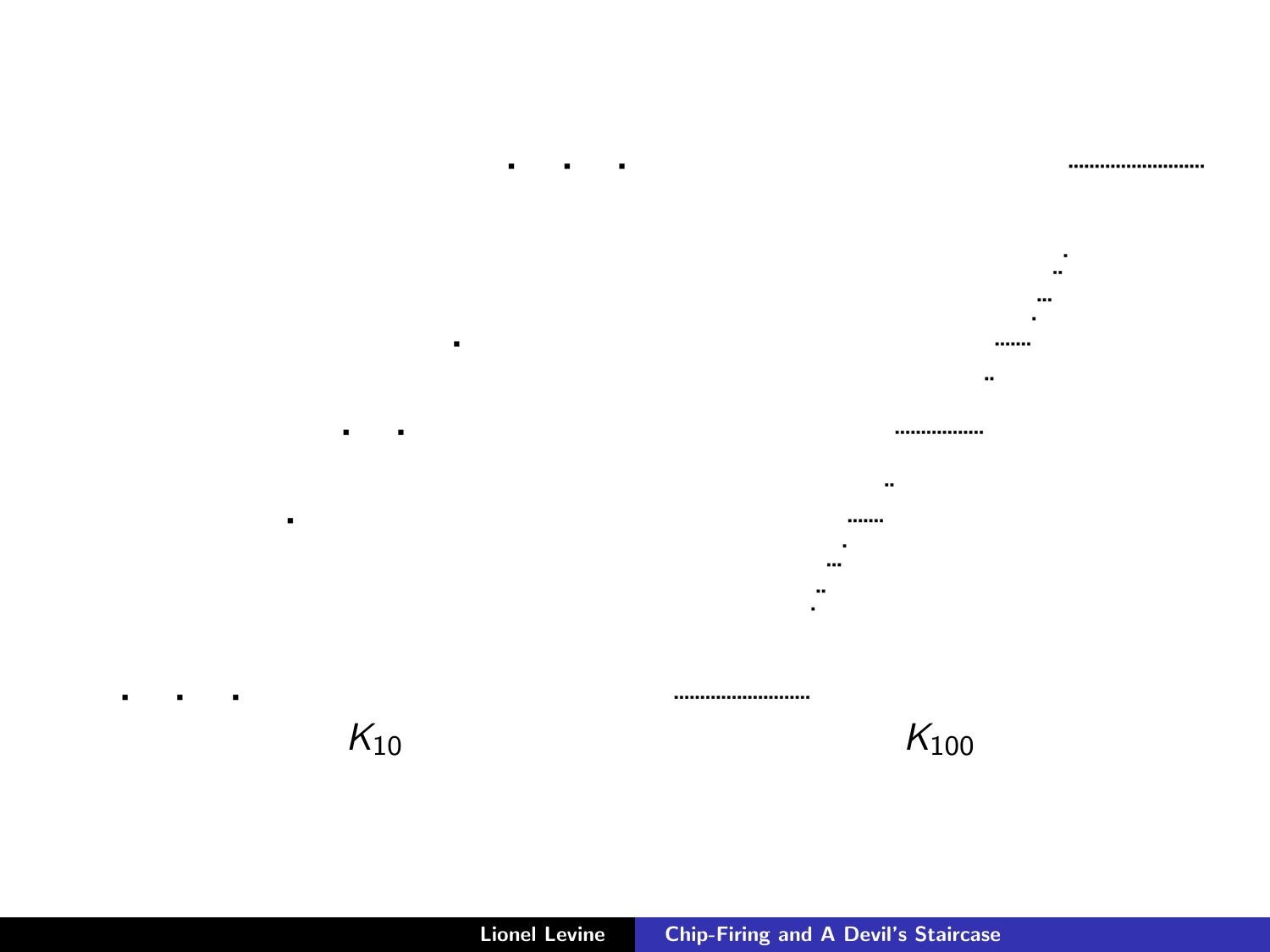$K_{10}$

$K_{100}$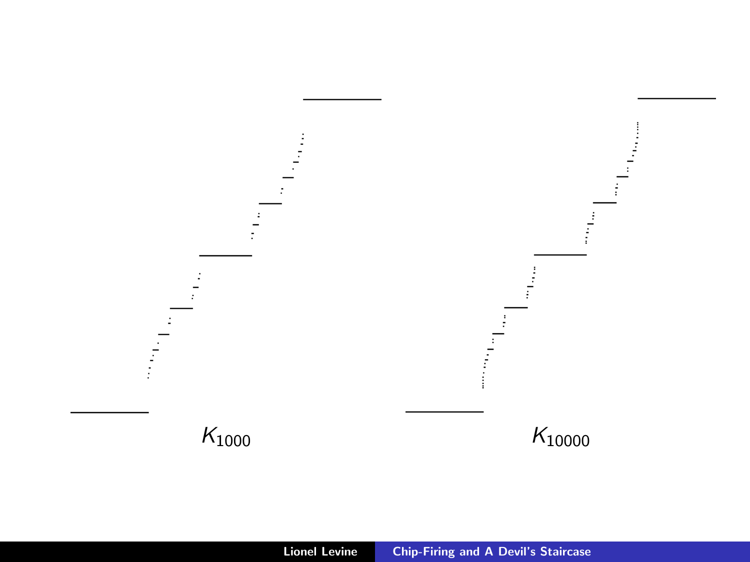$K_{1000}$

$K_{10000}$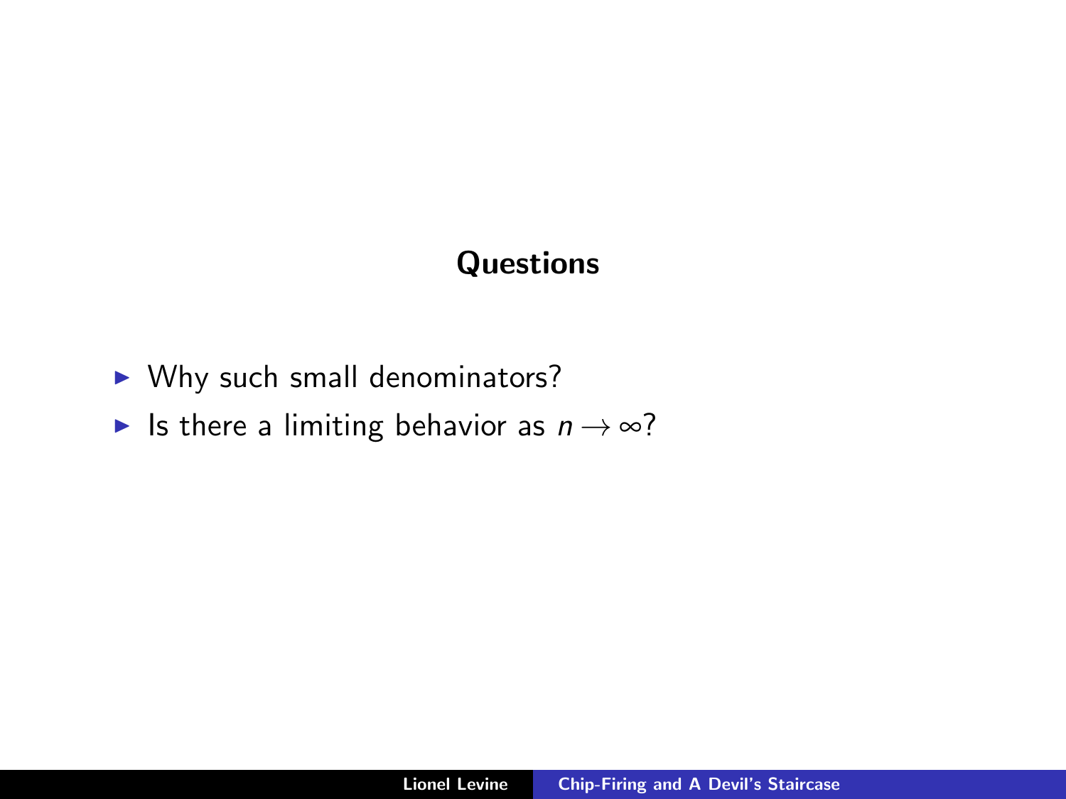## Questions

- Why such small denominators?
- Is there a limiting behavior as $n \to \infty$?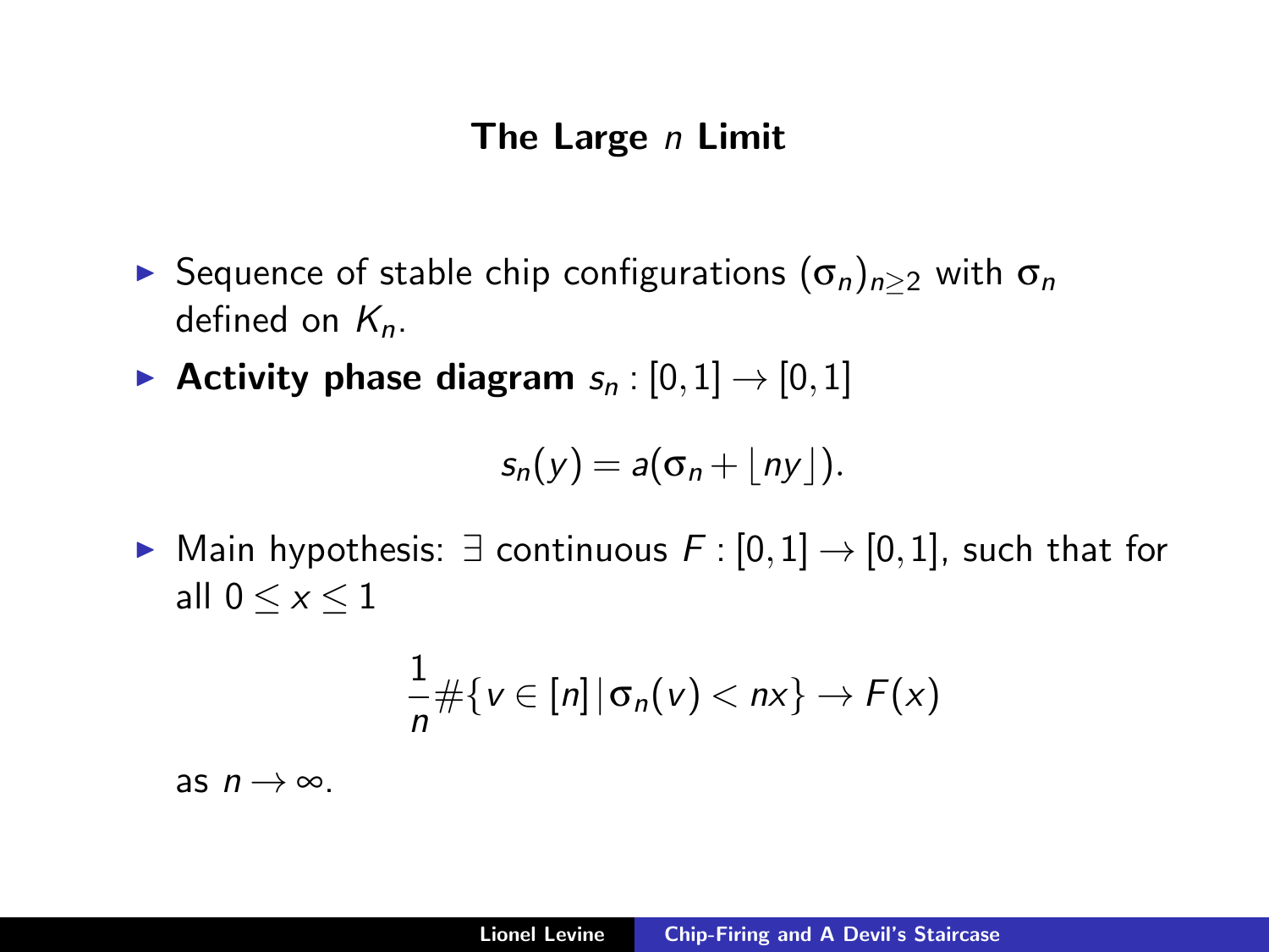## The Large $n$ Limit

- Sequence of stable chip configurations $(\sigma_n)_{n \geq 2}$ with $\sigma_n$ defined on $K_n$.
- **Activity phase diagram** $s_n : [0,1] \to [0,1]$

$$s_n(y) = a(\sigma_n + \lfloor ny \rfloor).$$

- Main hypothesis: $\exists$ continuous $F : [0,1] \to [0,1]$, such that for all $0 \leq x \leq 1$

$$\frac{1}{n} \#\{v \in [n] \,|\, \sigma_n(v) < nx\} \to F(x)$$

  as $n \to \infty$.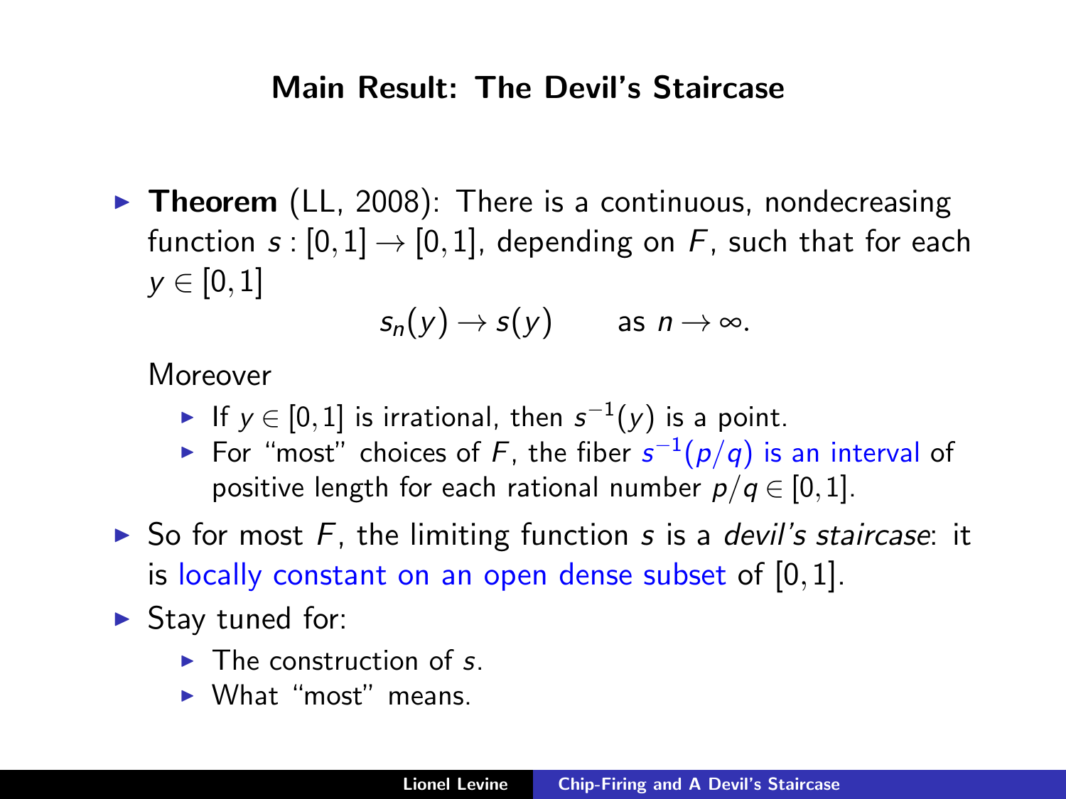## Main Result: The Devil's Staircase

- **Theorem** (LL, 2008): There is a continuous, nondecreasing function $s : [0,1] \to [0,1]$, depending on $F$, such that for each $y \in [0,1]$

$$s_n(y) \to s(y) \qquad \text{as } n \to \infty.$$

  Moreover

  - If $y \in [0,1]$ is irrational, then $s^{-1}(y)$ is a point.
  - For "most" choices of $F$, the fiber $s^{-1}(p/q)$ is an interval of positive length for each rational number $p/q \in [0,1]$.

- So for most $F$, the limiting function $s$ is a *devil's staircase*: it is locally constant on an open dense subset of $[0,1]$.
- Stay tuned for:
  - The construction of $s$.
  - What "most" means.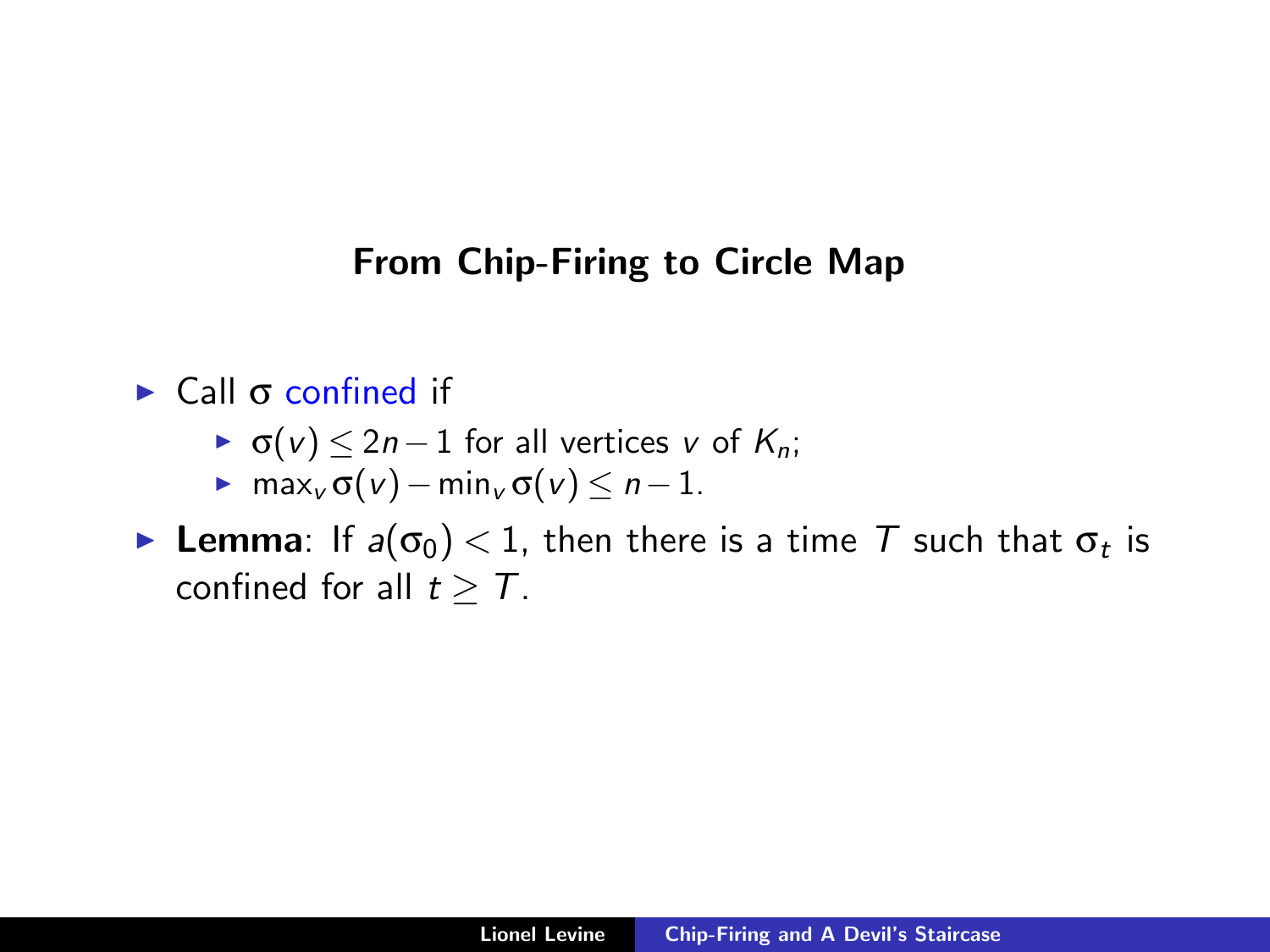## From Chip-Firing to Circle Map

- Call $\sigma$ confined if
  - $\sigma(v) \leq 2n-1$ for all vertices $v$ of $K_n$;
  - $\max_v \sigma(v) - \min_v \sigma(v) \leq n-1$.
- **Lemma**: If $a(\sigma_0) < 1$, then there is a time $T$ such that $\sigma_t$ is confined for all $t \geq T$.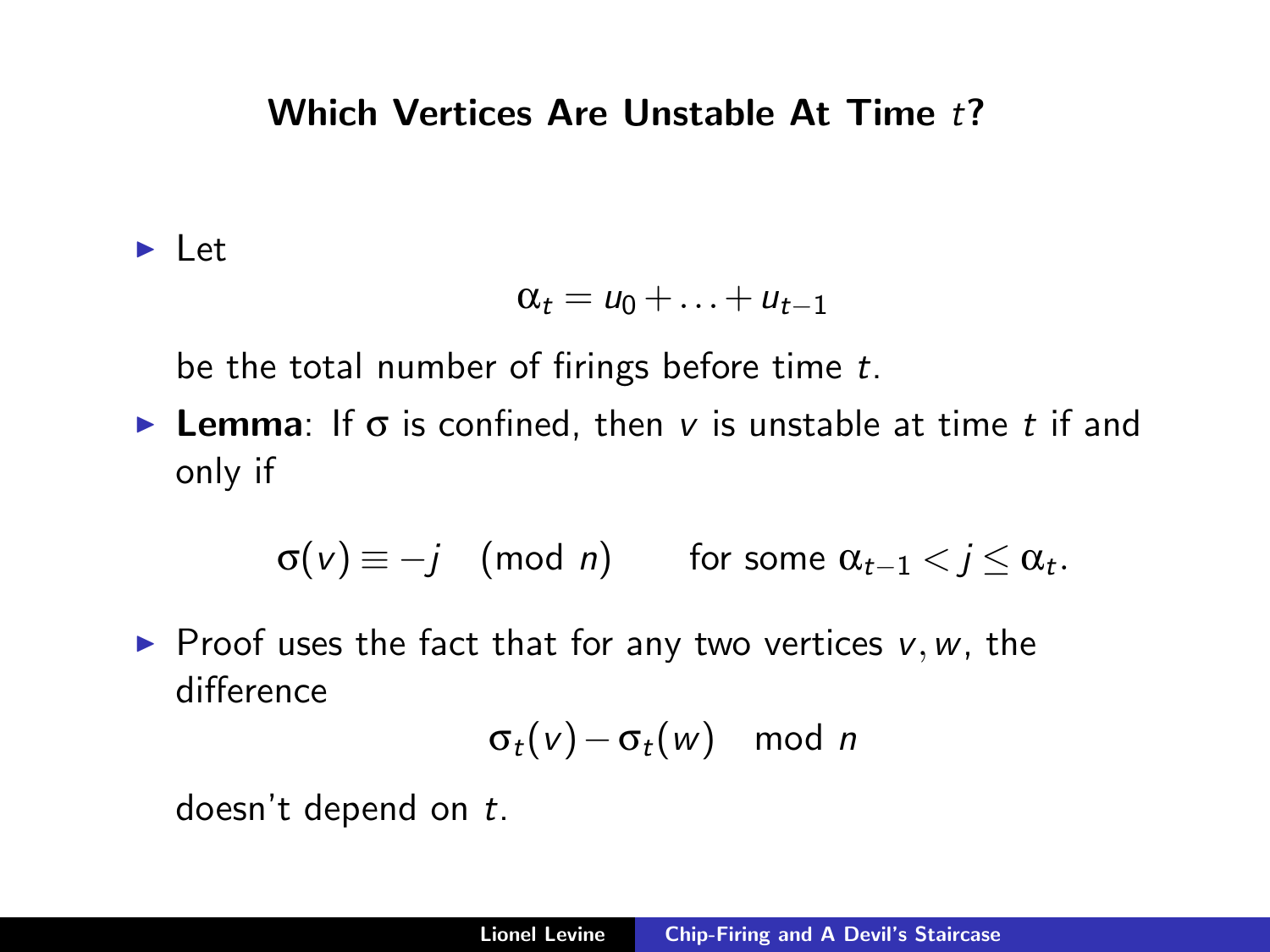## Which Vertices Are Unstable At Time $t$?

- Let

$$\alpha_t = u_0 + \ldots + u_{t-1}$$

  be the total number of firings before time $t$.

- **Lemma**: If $\sigma$ is confined, then $v$ is unstable at time $t$ if and only if

$$\sigma(v) \equiv -j \pmod{n} \qquad \text{for some } \alpha_{t-1} < j \leq \alpha_t.$$

- Proof uses the fact that for any two vertices $v, w$, the difference

$$\sigma_t(v) - \sigma_t(w) \mod n$$

  doesn't depend on $t$.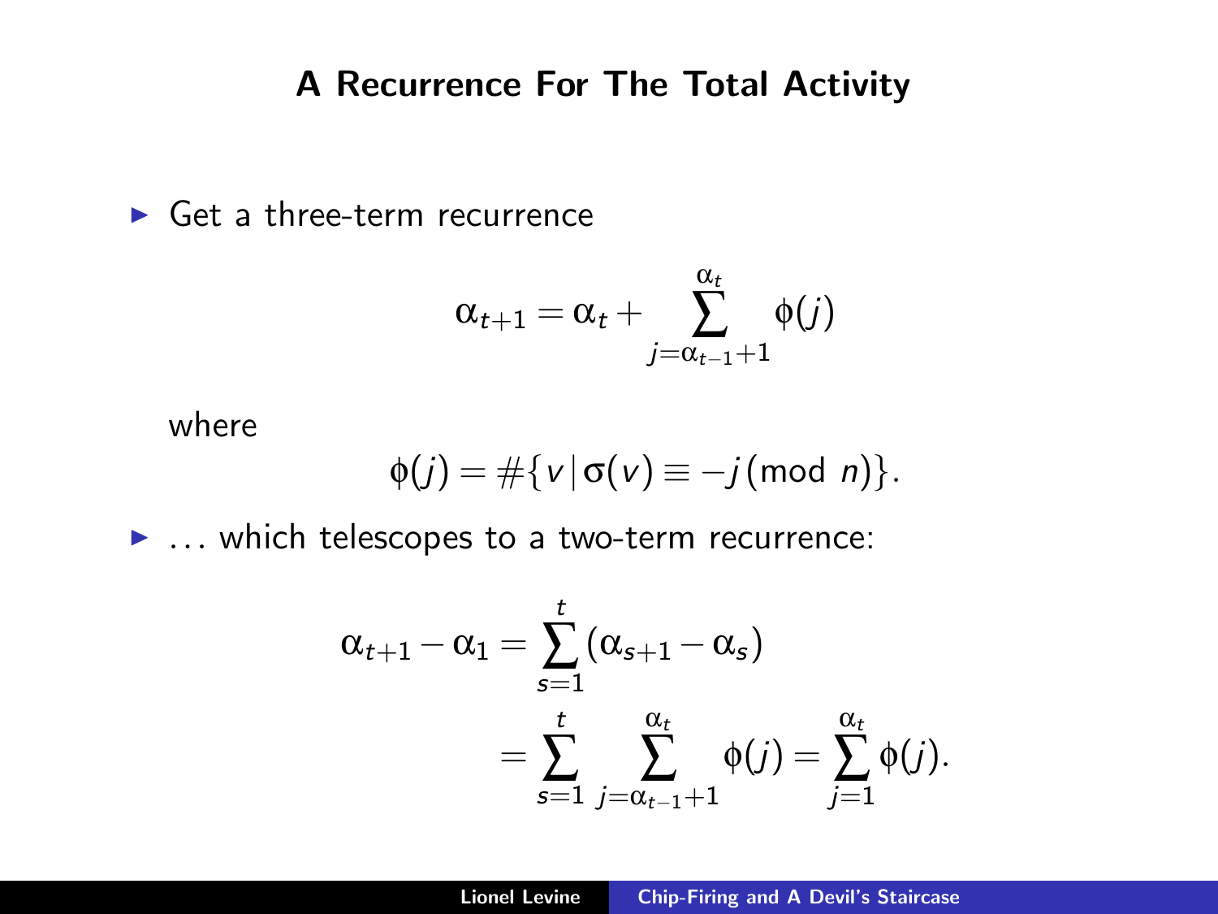# A Recurrence For The Total Activity

- Get a three-term recurrence

$$\alpha_{t+1} = \alpha_t + \sum_{j=\alpha_{t-1}+1}^{\alpha_t} \phi(j)$$

where

$$\phi(j) = \#\{v \,|\, \sigma(v) \equiv -j \,(\text{mod } n)\}.$$

- ... which telescopes to a two-term recurrence:

$$\begin{aligned}\alpha_{t+1} - \alpha_1 &= \sum_{s=1}^{t} (\alpha_{s+1} - \alpha_s) \\ &= \sum_{s=1}^{t} \sum_{j=\alpha_{t-1}+1}^{\alpha_t} \phi(j) = \sum_{j=1}^{\alpha_t} \phi(j).\end{aligned}$$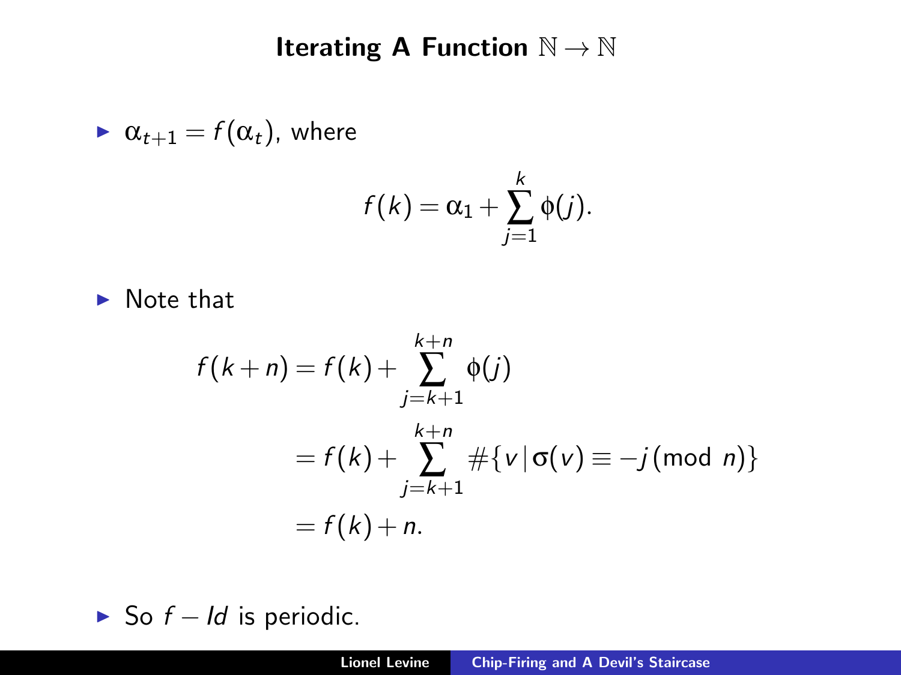# Iterating A Function $\mathbb{N} \to \mathbb{N}$

- $\alpha_{t+1} = f(\alpha_t)$, where

$$f(k) = \alpha_1 + \sum_{j=1}^{k} \phi(j).$$

- Note that

$$\begin{aligned} f(k+n) &= f(k) + \sum_{j=k+1}^{k+n} \phi(j) \\ &= f(k) + \sum_{j=k+1}^{k+n} \#\{v \,|\, \sigma(v) \equiv -j \,(\text{mod } n)\} \\ &= f(k) + n. \end{aligned}$$

- So $f - Id$ is periodic.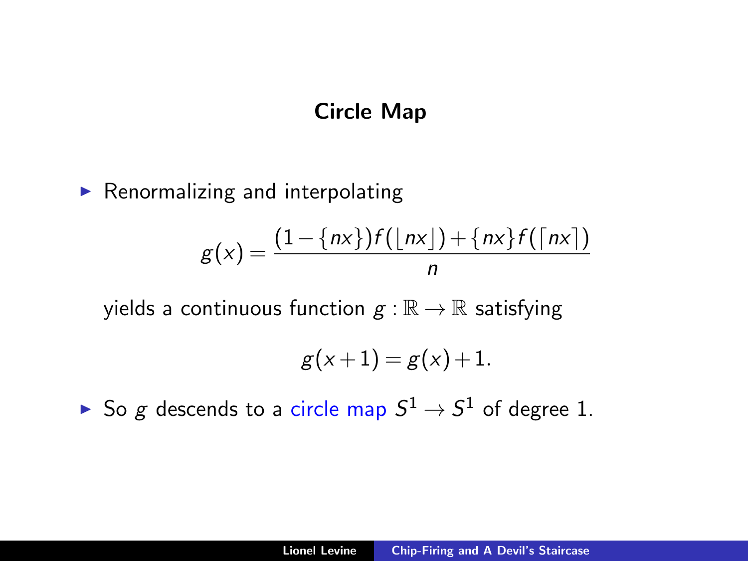## Circle Map

- Renormalizing and interpolating

$$g(x) = \frac{(1-\{nx\})f(\lfloor nx \rfloor) + \{nx\}f(\lceil nx \rceil)}{n}$$

yields a continuous function $g : \mathbb{R} \to \mathbb{R}$ satisfying

$$g(x+1) = g(x) + 1.$$

- So $g$ descends to a circle map $S^1 \to S^1$ of degree 1.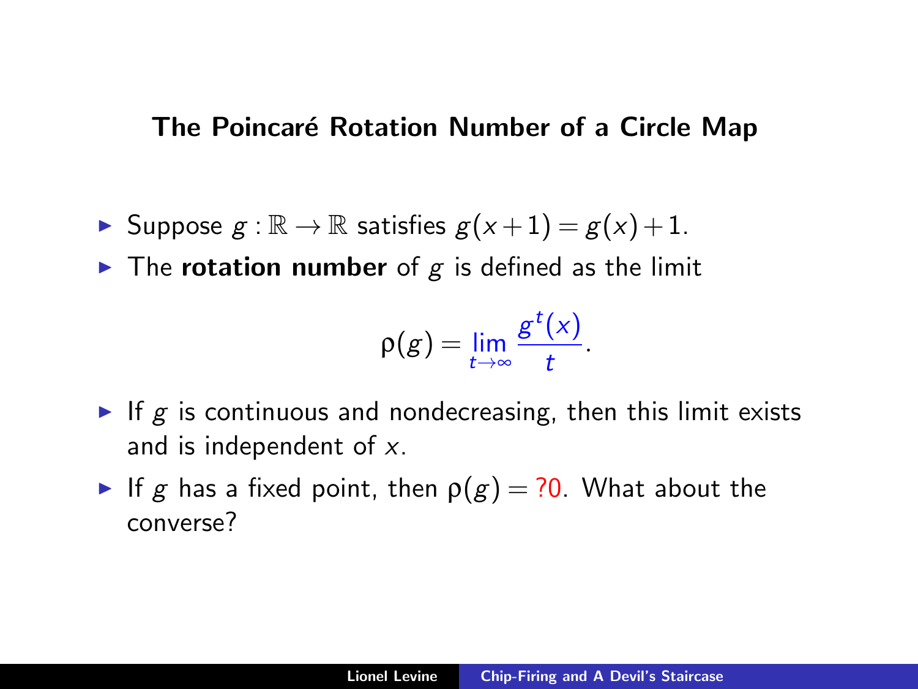## The Poincaré Rotation Number of a Circle Map

- Suppose $g : \mathbb{R} \to \mathbb{R}$ satisfies $g(x+1) = g(x) + 1$.
- The **rotation number** of $g$ is defined as the limit

$$\rho(g) = \lim_{t \to \infty} \frac{g^t(x)}{t}.$$

- If $g$ is continuous and nondecreasing, then this limit exists and is independent of $x$.
- If $g$ has a fixed point, then $\rho(g) = ?0$. What about the converse?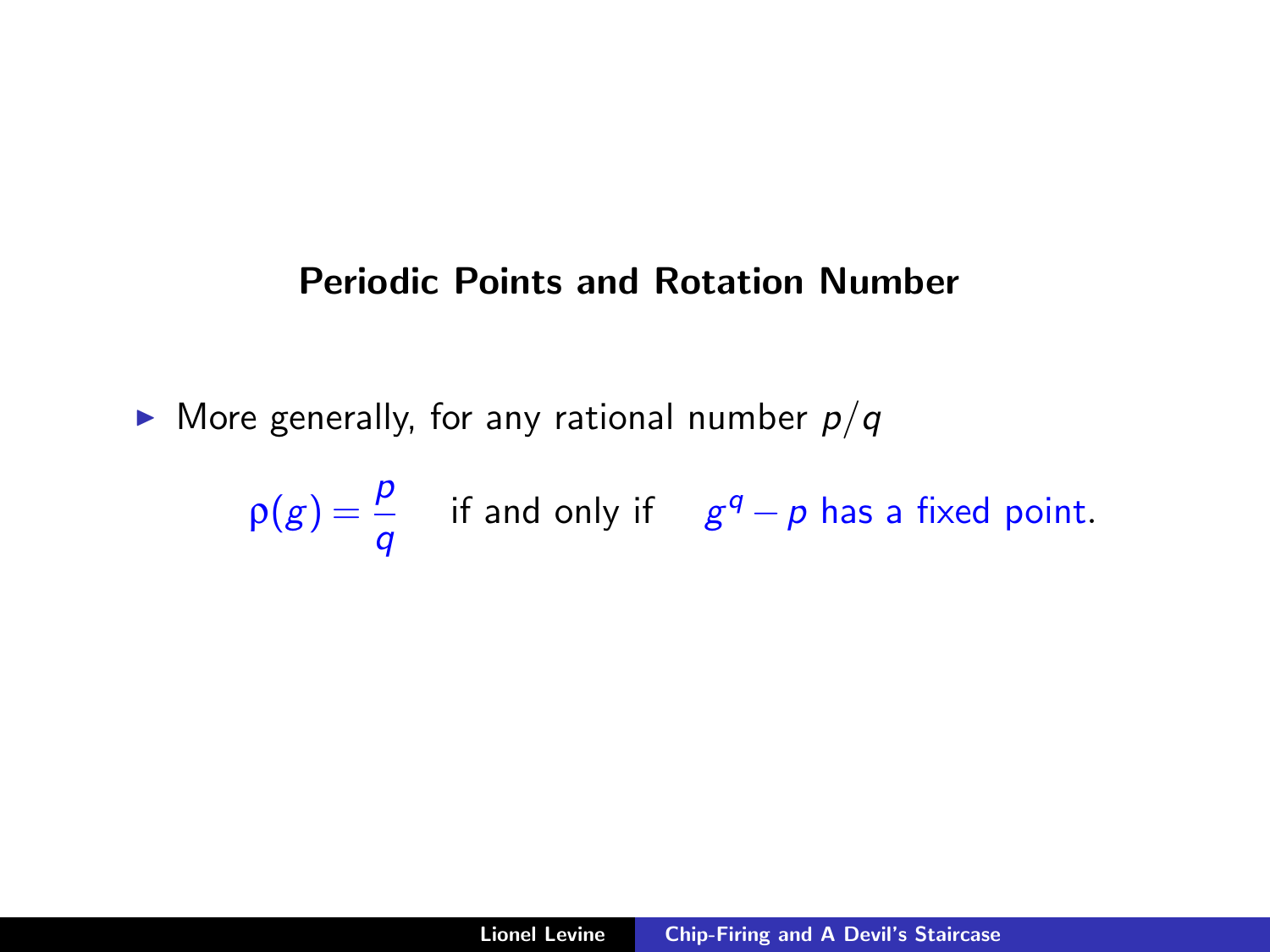## Periodic Points and Rotation Number

- More generally, for any rational number $p/q$

$$\rho(g) = \frac{p}{q} \quad \text{if and only if} \quad g^q - p \text{ has a fixed point.}$$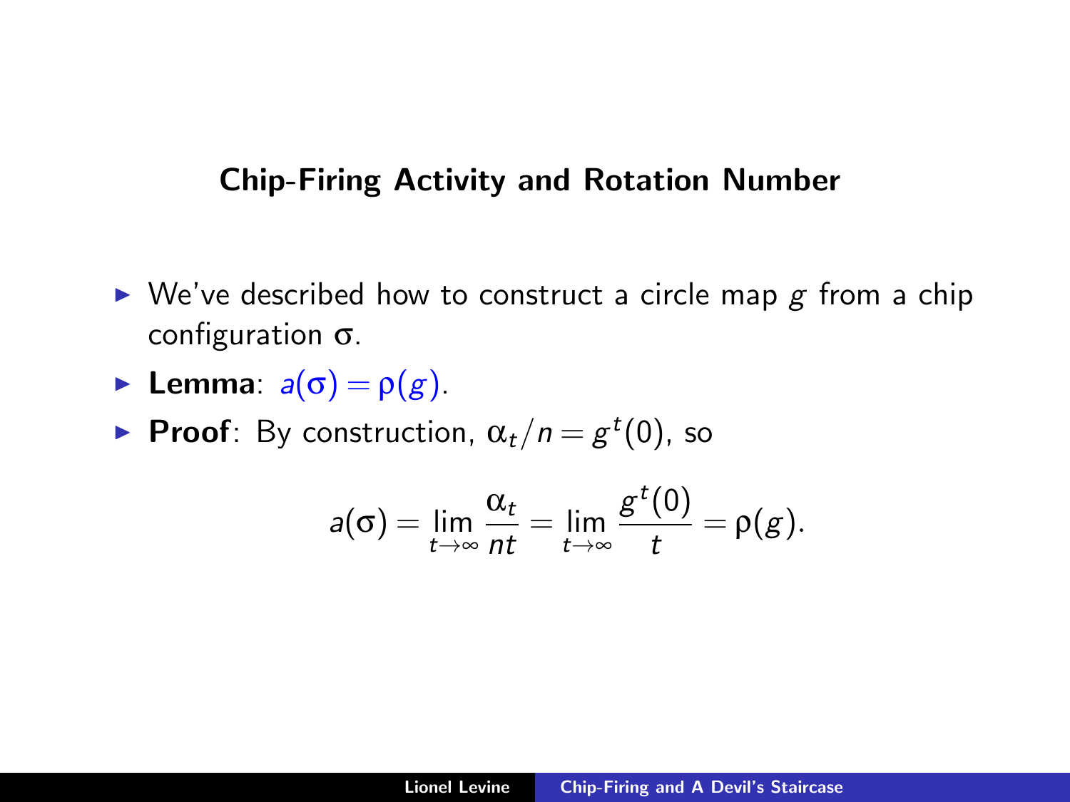## Chip-Firing Activity and Rotation Number

- We've described how to construct a circle map $g$ from a chip configuration $\sigma$.
- **Lemma**: $a(\sigma) = \rho(g)$.
- **Proof**: By construction, $\alpha_t / n = g^t(0)$, so

$$a(\sigma) = \lim_{t\to\infty} \frac{\alpha_t}{nt} = \lim_{t\to\infty} \frac{g^t(0)}{t} = \rho(g).$$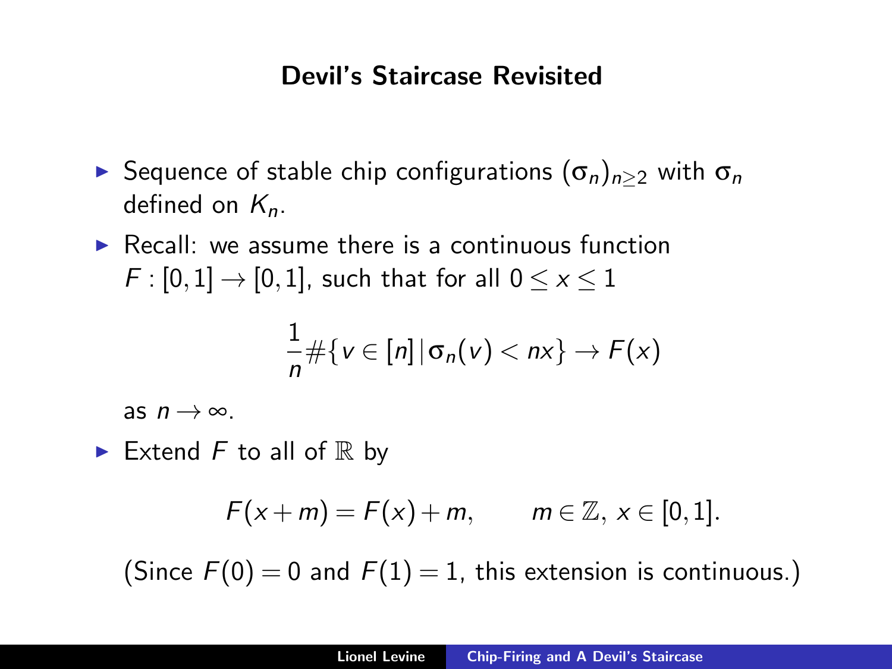# Devil's Staircase Revisited

- Sequence of stable chip configurations $(\sigma_n)_{n\geq 2}$ with $\sigma_n$ defined on $K_n$.
- Recall: we assume there is a continuous function $F : [0,1] \to [0,1]$, such that for all $0 \leq x \leq 1$

$$\frac{1}{n}\#\{v \in [n] \,|\, \sigma_n(v) < nx\} \to F(x)$$

  as $n \to \infty$.
- Extend $F$ to all of $\mathbb{R}$ by

$$F(x+m) = F(x) + m, \qquad m \in \mathbb{Z},\ x \in [0,1].$$

  (Since $F(0) = 0$ and $F(1) = 1$, this extension is continuous.)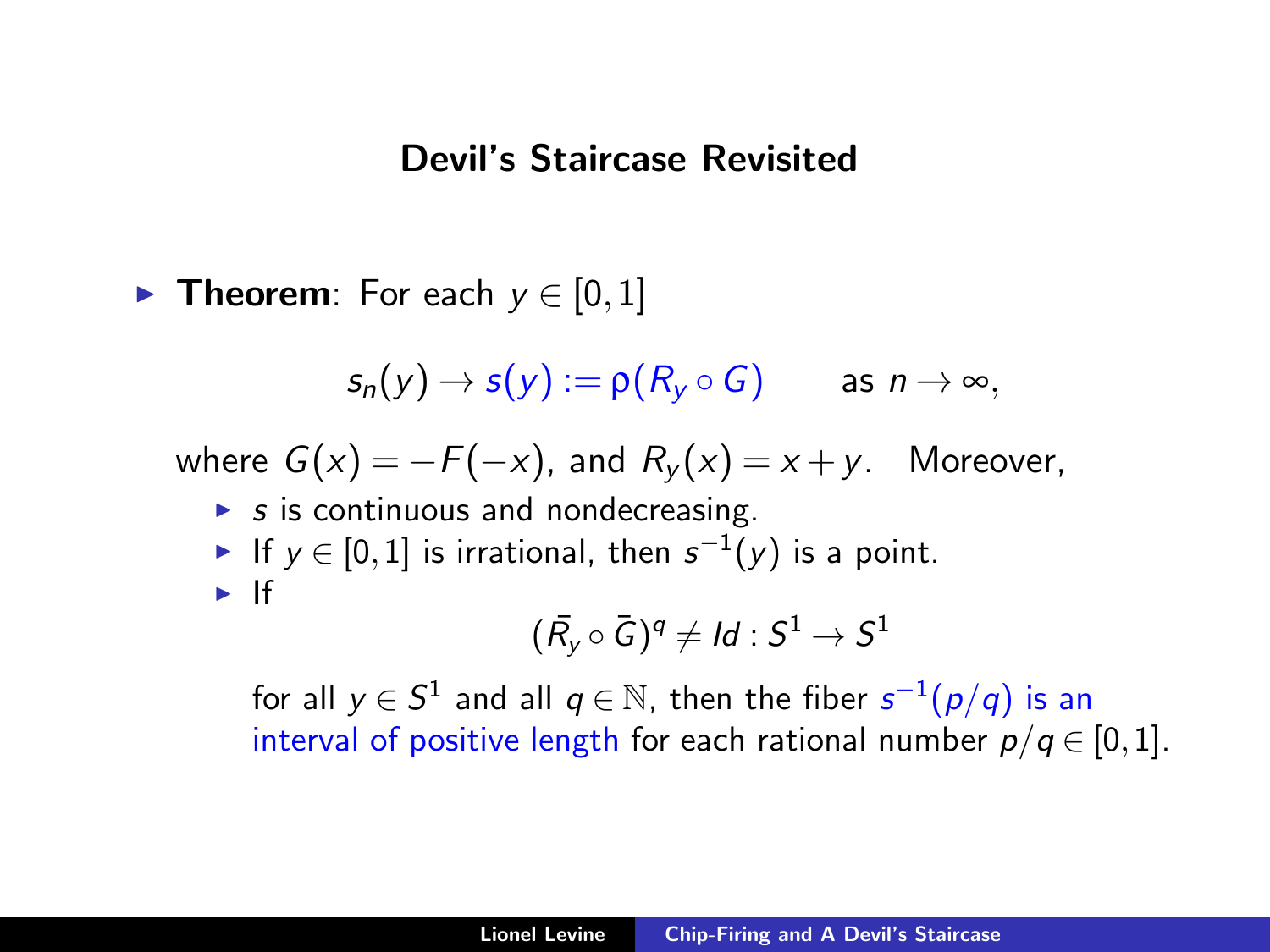# Devil's Staircase Revisited

- **Theorem**: For each $y \in [0,1]$

$$s_n(y) \to s(y) := \rho(R_y \circ G) \qquad \text{as } n \to \infty,$$

where $G(x) = -F(-x)$, and $R_y(x) = x + y$. Moreover,

  - $s$ is continuous and nondecreasing.
  - If $y \in [0,1]$ is irrational, then $s^{-1}(y)$ is a point.
  - If

$$(\bar{R}_y \circ \bar{G})^q \neq Id : S^1 \to S^1$$

for all $y \in S^1$ and all $q \in \mathbb{N}$, then the fiber $s^{-1}(p/q)$ is an interval of positive length for each rational number $p/q \in [0,1]$.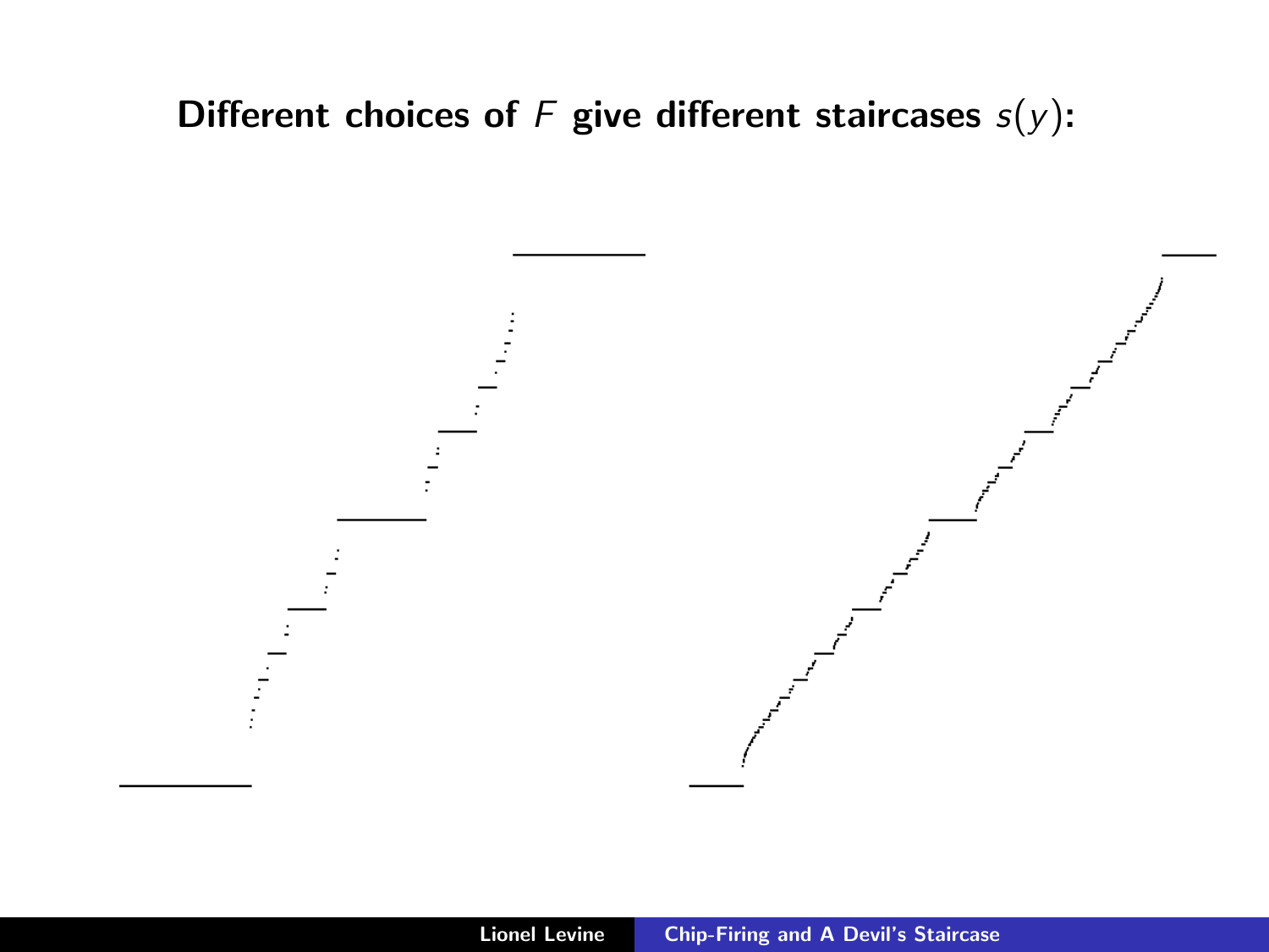# Different choices of $F$ give different staircases $s(y)$: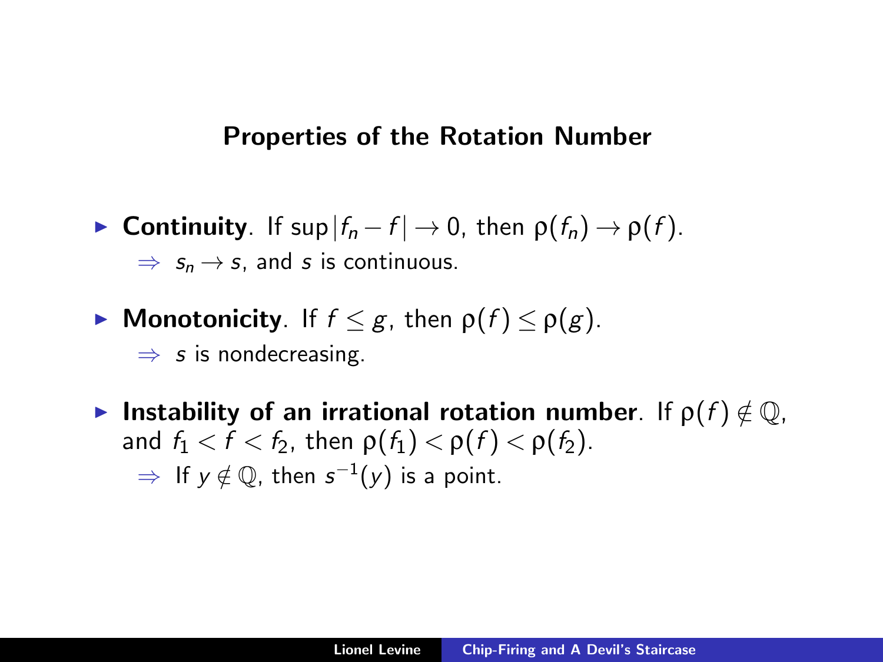## Properties of the Rotation Number

- **Continuity**. If $\sup|f_n - f| \to 0$, then $\rho(f_n) \to \rho(f)$.
  $\Rightarrow$ $s_n \to s$, and $s$ is continuous.

- **Monotonicity**. If $f \leq g$, then $\rho(f) \leq \rho(g)$.
  $\Rightarrow$ $s$ is nondecreasing.

- **Instability of an irrational rotation number**. If $\rho(f) \notin \mathbb{Q}$, and $f_1 < f < f_2$, then $\rho(f_1) < \rho(f) < \rho(f_2)$.
  $\Rightarrow$ If $y \notin \mathbb{Q}$, then $s^{-1}(y)$ is a point.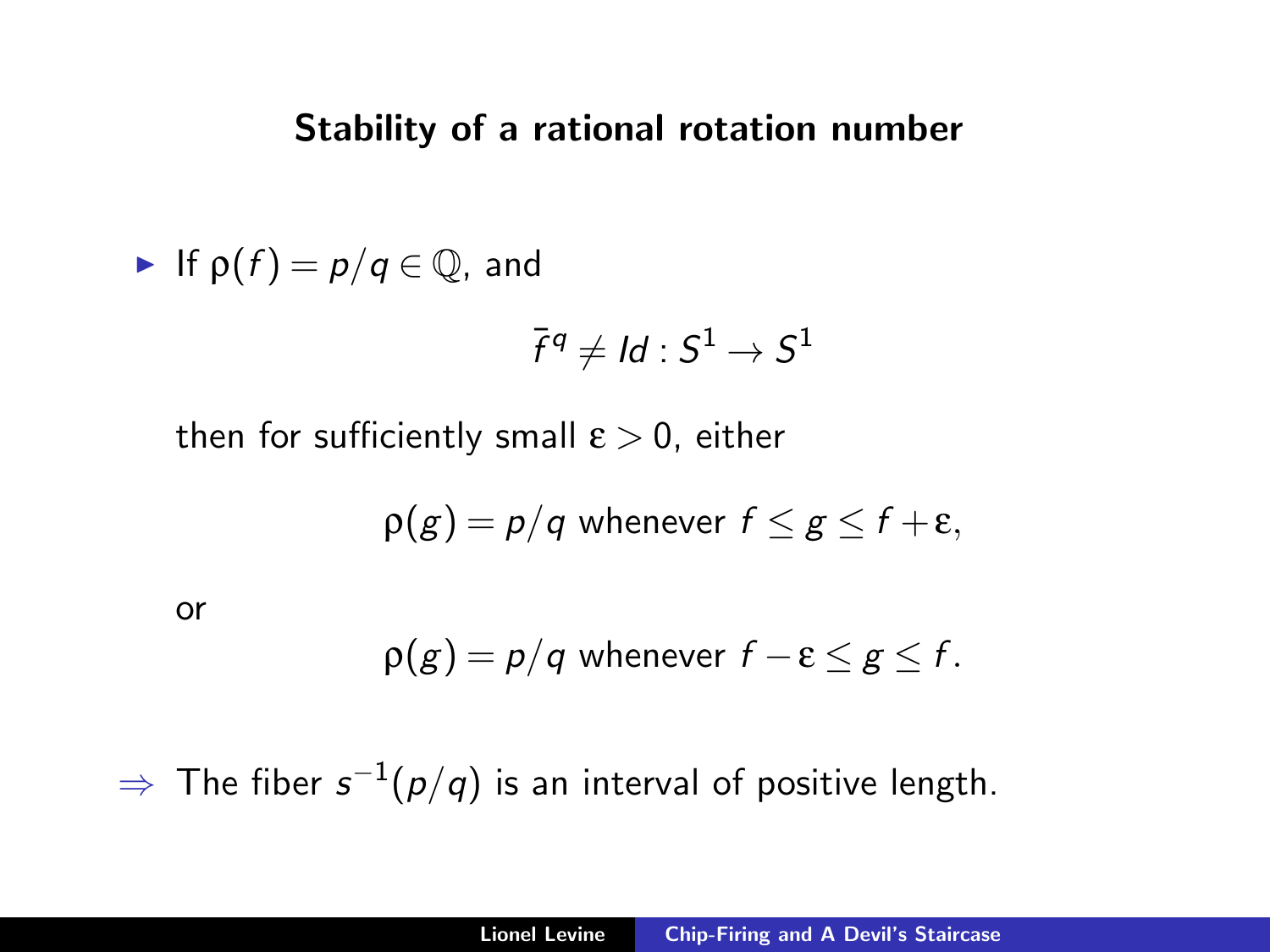## Stability of a rational rotation number

- If $\rho(f) = p/q \in \mathbb{Q}$, and

$$\bar{f}^q \neq Id : S^1 \to S^1$$

then for sufficiently small $\varepsilon > 0$, either

$$\rho(g) = p/q \text{ whenever } f \leq g \leq f + \varepsilon,$$

or

$$\rho(g) = p/q \text{ whenever } f - \varepsilon \leq g \leq f.$$

$\Rightarrow$ The fiber $s^{-1}(p/q)$ is an interval of positive length.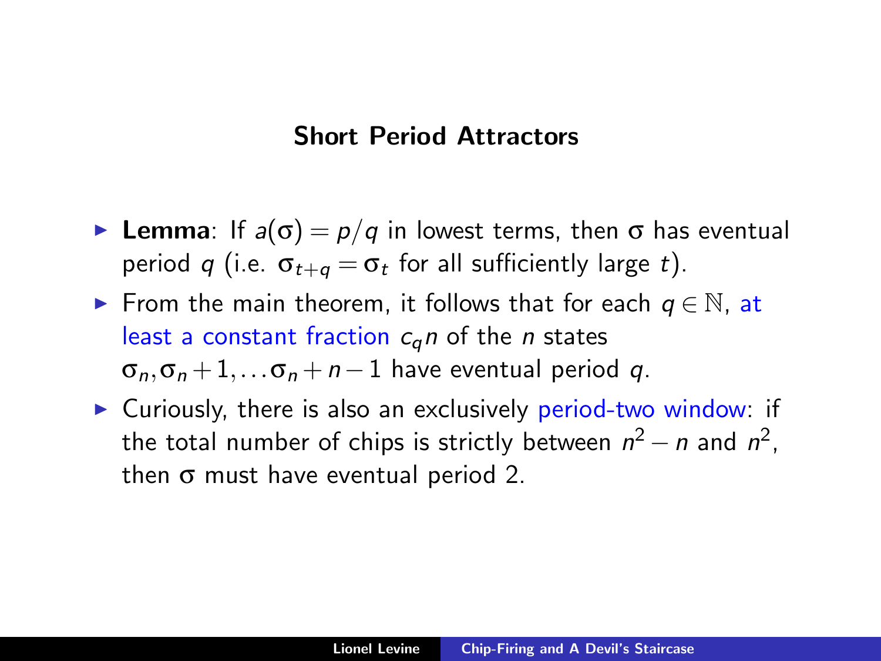## Short Period Attractors

- **Lemma**: If $a(\sigma) = p/q$ in lowest terms, then $\sigma$ has eventual period $q$ (i.e. $\sigma_{t+q} = \sigma_t$ for all sufficiently large $t$).
- From the main theorem, it follows that for each $q \in \mathbb{N}$, at least a constant fraction $c_q n$ of the $n$ states $\sigma_n, \sigma_n + 1, \ldots \sigma_n + n - 1$ have eventual period $q$.
- Curiously, there is also an exclusively period-two window: if the total number of chips is strictly between $n^2 - n$ and $n^2$, then $\sigma$ must have eventual period 2.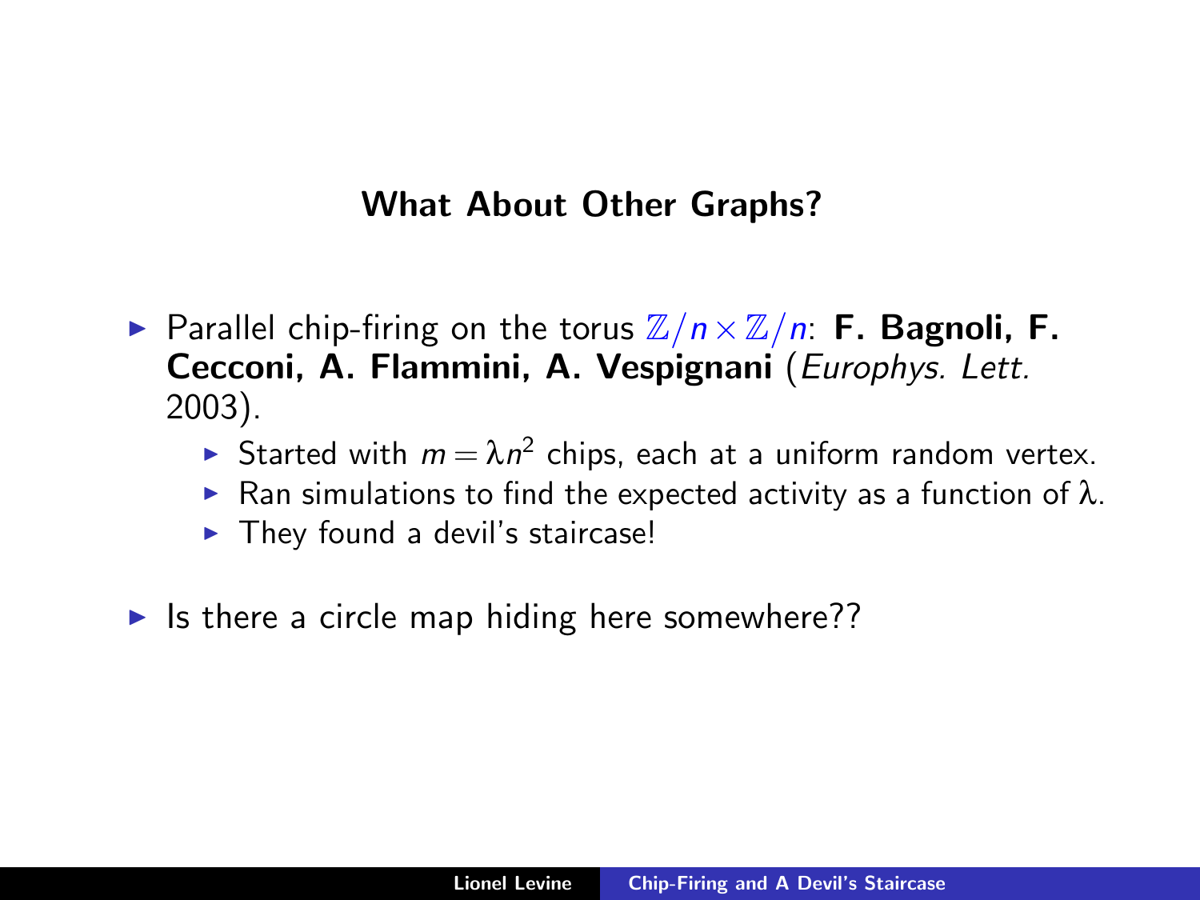## What About Other Graphs?

- Parallel chip-firing on the torus $\mathbb{Z}/n \times \mathbb{Z}/n$: **F. Bagnoli, F. Cecconi, A. Flammini, A. Vespignani** (*Europhys. Lett.* 2003).
  - Started with $m = \lambda n^2$ chips, each at a uniform random vertex.
  - Ran simulations to find the expected activity as a function of $\lambda$.
  - They found a devil's staircase!
- Is there a circle map hiding here somewhere??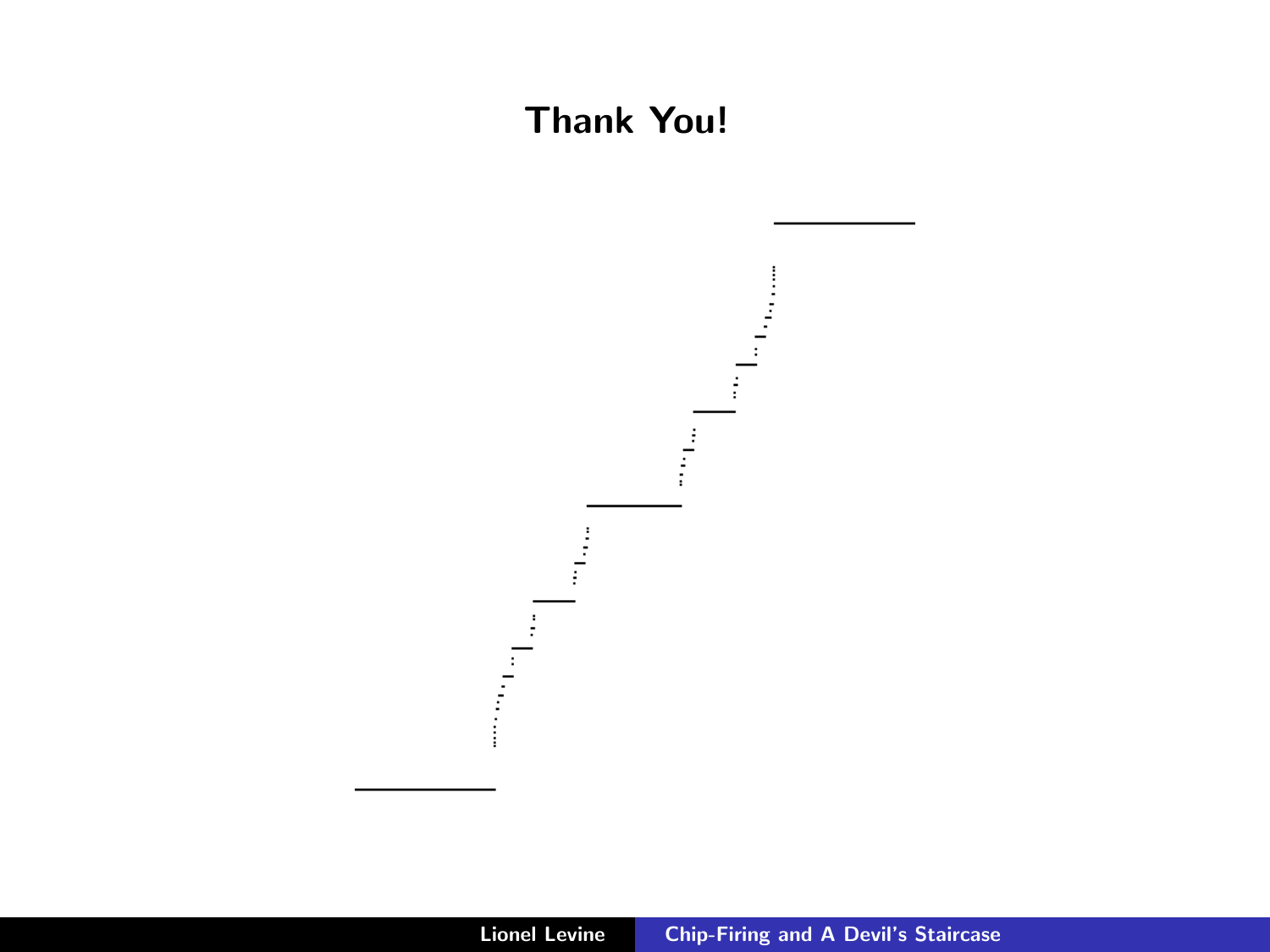# Thank You!